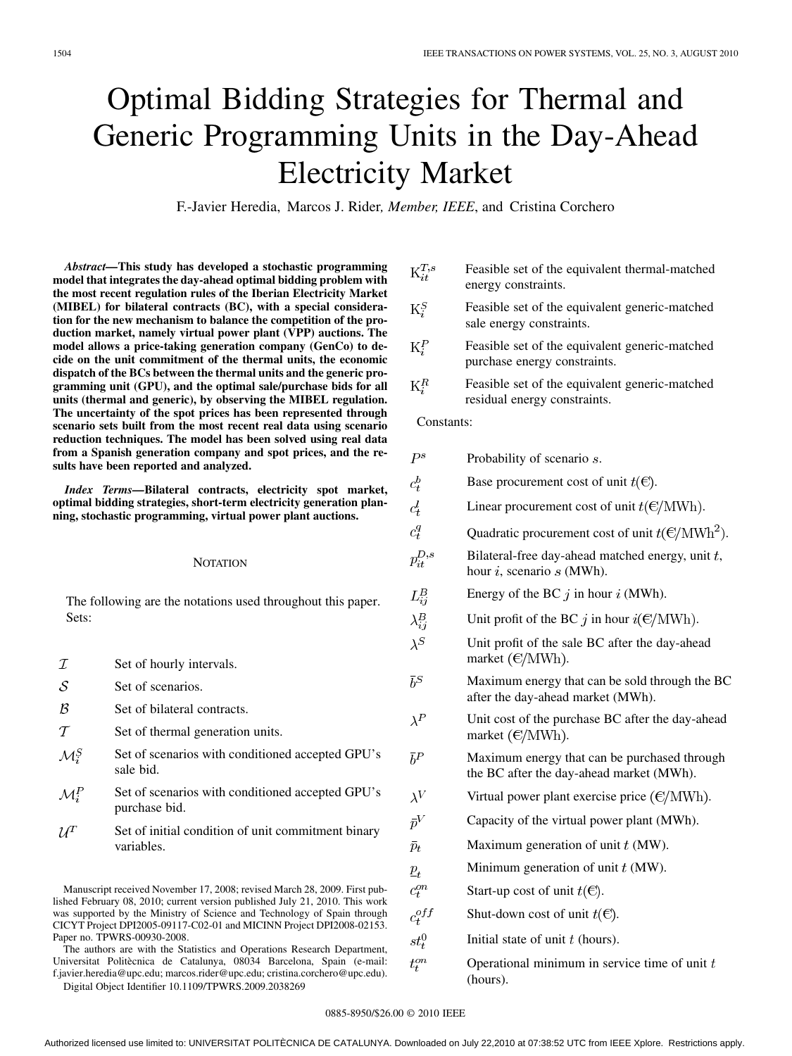# Optimal Bidding Strategies for Thermal and Generic Programming Units in the Day-Ahead Electricity Market

F.-Javier Heredia, Marcos J. Rider, *Member, IEEE*, and Cristina Corchero

***Abstract*—This study has developed a stochastic programming model that integrates the day-ahead optimal bidding problem with the most recent regulation rules of the Iberian Electricity Market (MIBEL) for bilateral contracts (BC), with a special consideration for the new mechanism to balance the competition of the production market, namely virtual power plant (VPP) auctions. The model allows a price-taking generation company (GenCo) to decide on the unit commitment of the thermal units, the economic dispatch of the BCs between the thermal units and the generic programming unit (GPU), and the optimal sale/purchase bids for all units (thermal and generic), by observing the MIBEL regulation. The uncertainty of the spot prices has been represented through scenario sets built from the most recent real data using scenario reduction techniques. The model has been solved using real data from a Spanish generation company and spot prices, and the results have been reported and analyzed.**

***Index Terms*—Bilateral contracts, electricity spot market, optimal bidding strategies, short-term electricity generation planning, stochastic programming, virtual power plant auctions.**

## NOTATION

The following are the notations used throughout this paper.

Sets:

| | |
|---|---|
| $\mathcal{I}$ | Set of hourly intervals. |
| $\mathcal{S}$ | Set of scenarios. |
| $\mathcal{B}$ | Set of bilateral contracts. |
| $\mathcal{T}$ | Set of thermal generation units. |
| $\mathcal{M}_i^S$ | Set of scenarios with conditioned accepted GPU's sale bid. |
| $\mathcal{M}_i^P$ | Set of scenarios with conditioned accepted GPU's purchase bid. |
| $\mathcal{U}^T$ | Set of initial condition of unit commitment binary variables. |
| $\mathrm{K}_{it}^{T,s}$ | Feasible set of the equivalent thermal-matched energy constraints. |
| $\mathrm{K}_i^S$ | Feasible set of the equivalent generic-matched sale energy constraints. |
| $\mathrm{K}_i^P$ | Feasible set of the equivalent generic-matched purchase energy constraints. |
| $\mathrm{K}_i^R$ | Feasible set of the equivalent generic-matched residual energy constraints. |

Constants:

| | |
|---|---|
| $P^s$ | Probability of scenario $s$. |
| $c_t^b$ | Base procurement cost of unit $t$(€). |
| $c_t^l$ | Linear procurement cost of unit $t$(€/MWh). |
| $c_t^q$ | Quadratic procurement cost of unit $t$(€/MWh$^2$). |
| $p_{it}^{D,s}$ | Bilateral-free day-ahead matched energy, unit $t$, hour $i$, scenario $s$ (MWh). |
| $L_{ij}^B$ | Energy of the BC $j$ in hour $i$ (MWh). |
| $\lambda_{ij}^B$ | Unit profit of the BC $j$ in hour $i$(€/MWh). |
| $\lambda^S$ | Unit profit of the sale BC after the day-ahead market (€/MWh). |
| $\bar{b}^S$ | Maximum energy that can be sold through the BC after the day-ahead market (MWh). |
| $\lambda^P$ | Unit cost of the purchase BC after the day-ahead market (€/MWh). |
| $\bar{b}^P$ | Maximum energy that can be purchased through the BC after the day-ahead market (MWh). |
| $\lambda^V$ | Virtual power plant exercise price (€/MWh). |
| $\bar{p}^V$ | Capacity of the virtual power plant (MWh). |
| $\bar{p}_t$ | Maximum generation of unit $t$ (MW). |
| $\underline{p}_t$ | Minimum generation of unit $t$ (MW). |
| $c_t^{on}$ | Start-up cost of unit $t$(€). |
| $c_t^{off}$ | Shut-down cost of unit $t$(€). |
| $st_t^0$ | Initial state of unit $t$ (hours). |
| $t_t^{on}$ | Operational minimum in service time of unit $t$ (hours). |

Manuscript received November 17, 2008; revised March 28, 2009. First published February 08, 2010; current version published July 21, 2010. This work was supported by the Ministry of Science and Technology of Spain through CICYT Project DPI2005-09117-C02-01 and MICINN Project DPI2008-02153. Paper no. TPWRS-00930-2008.

The authors are with the Statistics and Operations Research Department, Universitat Politècnica de Catalunya, 08034 Barcelona, Spain (e-mail: f.javier.heredia@upc.edu; marcos.rider@upc.edu; cristina.corchero@upc.edu).

Digital Object Identifier 10.1109/TPWRS.2009.2038269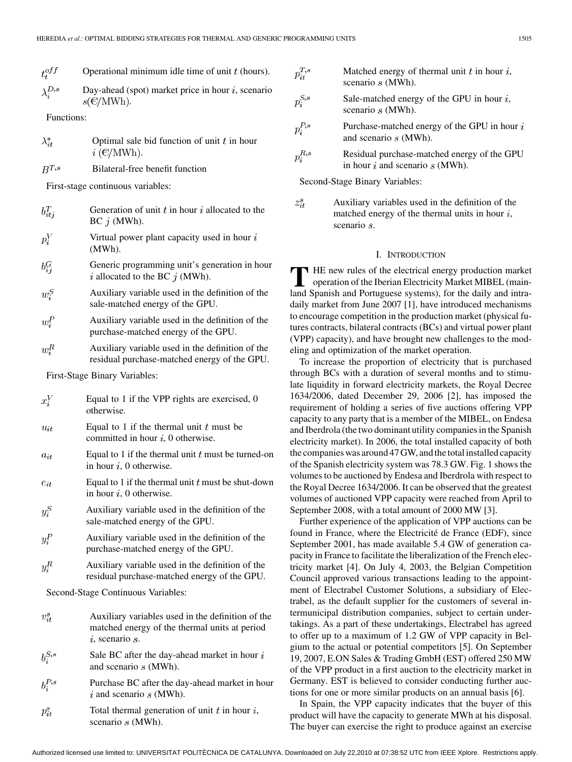$t_t^{off}$ Operational minimum idle time of unit $t$ (hours).

$\lambda_i^{D,s}$ Day-ahead (spot) market price in hour $i$, scenario $s$(€/MWh).

Functions:

$\lambda_{it}^*$ Optimal sale bid function of unit $t$ in hour $i$ (€/MWh).

$B^{T,s}$ Bilateral-free benefit function

First-stage continuous variables:

$b_{itj}^T$ Generation of unit $t$ in hour $i$ allocated to the BC $j$ (MWh).

$p_i^V$ Virtual power plant capacity used in hour $i$ (MWh).

$b_{ij}^G$ Generic programming unit's generation in hour $i$ allocated to the BC $j$ (MWh).

$w_i^S$ Auxiliary variable used in the definition of the sale-matched energy of the GPU.

$w_i^P$ Auxiliary variable used in the definition of the purchase-matched energy of the GPU.

$w_i^R$ Auxiliary variable used in the definition of the residual purchase-matched energy of the GPU.

First-Stage Binary Variables:

$x_i^V$ Equal to 1 if the VPP rights are exercised, 0 otherwise.

$u_{it}$ Equal to 1 if the thermal unit $t$ must be committed in hour $i$, 0 otherwise.

$a_{it}$ Equal to 1 if the thermal unit $t$ must be turned-on in hour $i$, 0 otherwise.

$e_{it}$ Equal to 1 if the thermal unit $t$ must be shut-down in hour $i$, 0 otherwise.

$y_i^S$ Auxiliary variable used in the definition of the sale-matched energy of the GPU.

$y_i^P$ Auxiliary variable used in the definition of the purchase-matched energy of the GPU.

$y_i^R$ Auxiliary variable used in the definition of the residual purchase-matched energy of the GPU.

Second-Stage Continuous Variables:

$v_{it}^s$ Auxiliary variables used in the definition of the matched energy of the thermal units at period $i$, scenario $s$.

$b_i^{S,s}$ Sale BC after the day-ahead market in hour $i$ and scenario $s$ (MWh).

$b_i^{P,s}$ Purchase BC after the day-ahead market in hour $i$ and scenario $s$ (MWh).

$p_{it}^s$ Total thermal generation of unit $t$ in hour $i$, scenario $s$ (MWh).

$p_{it}^{T,s}$ Matched energy of thermal unit $t$ in hour $i$, scenario $s$ (MWh).

$p_i^{S,s}$ Sale-matched energy of the GPU in hour $i$, scenario $s$ (MWh).

$p_i^{P,s}$ Purchase-matched energy of the GPU in hour $i$ and scenario $s$ (MWh).

$p_i^{R,s}$ Residual purchase-matched energy of the GPU in hour $i$ and scenario $s$ (MWh).

Second-Stage Binary Variables:

$z_{it}^s$ Auxiliary variables used in the definition of the matched energy of the thermal units in hour $i$, scenario $s$.

## I. Introduction

The new rules of the electrical energy production market operation of the Iberian Electricity Market MIBEL (mainland Spanish and Portuguese systems), for the daily and intradaily market from June 2007 [1], have introduced mechanisms to encourage competition in the production market (physical futures contracts, bilateral contracts (BCs) and virtual power plant (VPP) capacity), and have brought new challenges to the modeling and optimization of the market operation.

To increase the proportion of electricity that is purchased through BCs with a duration of several months and to stimulate liquidity in forward electricity markets, the Royal Decree 1634/2006, dated December 29, 2006 [2], has imposed the requirement of holding a series of five auctions offering VPP capacity to any party that is a member of the MIBEL, on Endesa and Iberdrola (the two dominant utility companies in the Spanish electricity market). In 2006, the total installed capacity of both the companies was around 47 GW, and the total installed capacity of the Spanish electricity system was 78.3 GW. Fig. 1 shows the volumes to be auctioned by Endesa and Iberdrola with respect to the Royal Decree 1634/2006. It can be observed that the greatest volumes of auctioned VPP capacity were reached from April to September 2008, with a total amount of 2000 MW [3].

Further experience of the application of VPP auctions can be found in France, where the Electricité de France (EDF), since September 2001, has made available 5.4 GW of generation capacity in France to facilitate the liberalization of the French electricity market [4]. On July 4, 2003, the Belgian Competition Council approved various transactions leading to the appointment of Electrabel Customer Solutions, a subsidiary of Electrabel, as the default supplier for the customers of several intermunicipal distribution companies, subject to certain undertakings. As a part of these undertakings, Electrabel has agreed to offer up to a maximum of 1.2 GW of VPP capacity in Belgium to the actual or potential competitors [5]. On September 19, 2007, E.ON Sales & Trading GmbH (EST) offered 250 MW of the VPP product in a first auction to the electricity market in Germany. EST is believed to consider conducting further auctions for one or more similar products on an annual basis [6].

In Spain, the VPP capacity indicates that the buyer of this product will have the capacity to generate MWh at his disposal. The buyer can exercise the right to produce against an exercise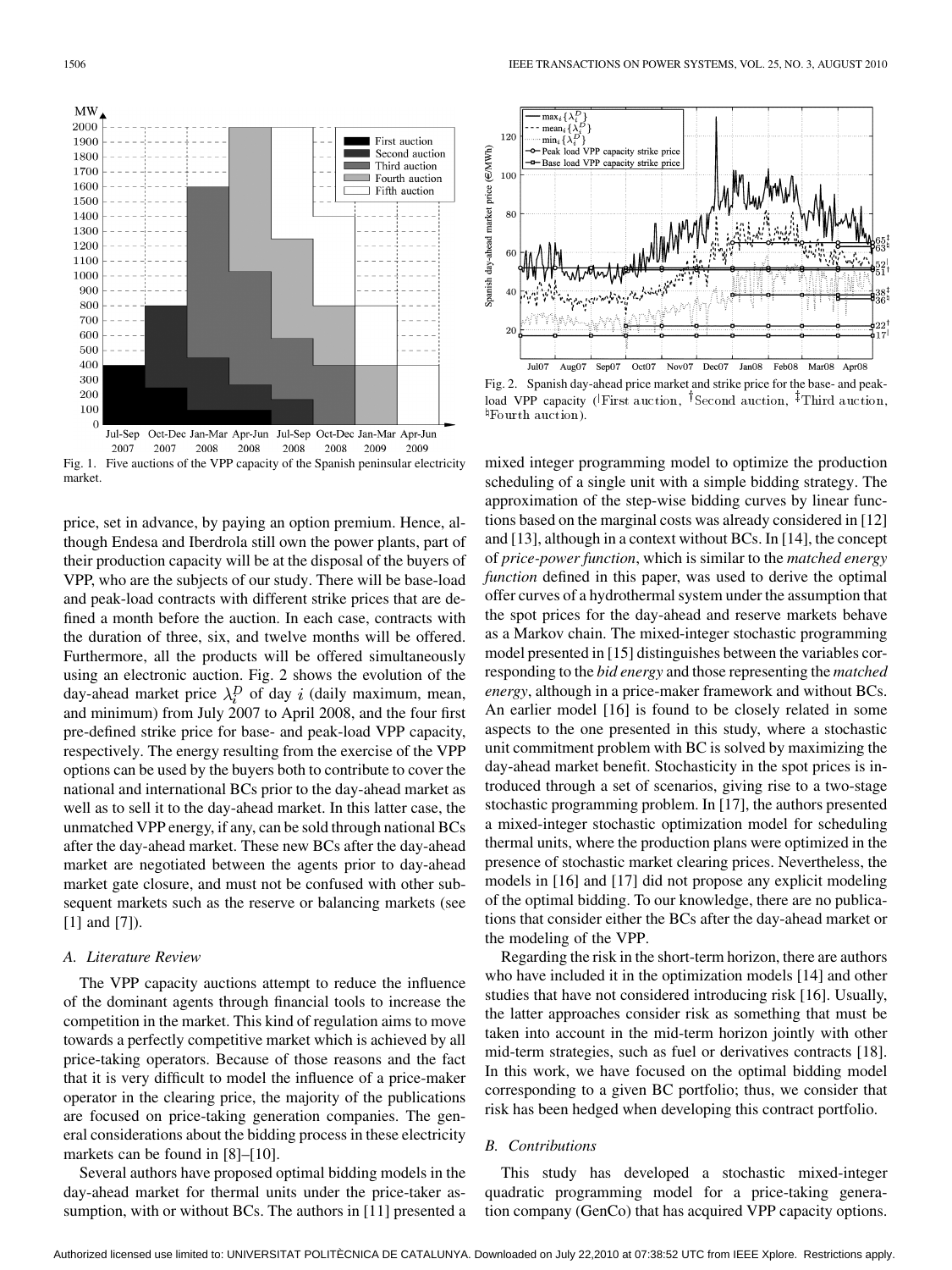Fig. 1. Five auctions of the VPP capacity of the Spanish peninsular electricity market.

Fig. 2. Spanish day-ahead price market and strike price for the base- and peak-load VPP capacity (|First auction, †Second auction, ‡Third auction, ♮Fourth auction).

price, set in advance, by paying an option premium. Hence, although Endesa and Iberdrola still own the power plants, part of their production capacity will be at the disposal of the buyers of VPP, who are the subjects of our study. There will be base-load and peak-load contracts with different strike prices that are defined a month before the auction. In each case, contracts with the duration of three, six, and twelve months will be offered. Furthermore, all the products will be offered simultaneously using an electronic auction. Fig. 2 shows the evolution of the day-ahead market price $\lambda_i^D$ of day $i$ (daily maximum, mean, and minimum) from July 2007 to April 2008, and the four first pre-defined strike price for base- and peak-load VPP capacity, respectively. The energy resulting from the exercise of the VPP options can be used by the buyers both to contribute to cover the national and international BCs prior to the day-ahead market as well as to sell it to the day-ahead market. In this latter case, the unmatched VPP energy, if any, can be sold through national BCs after the day-ahead market. These new BCs after the day-ahead market are negotiated between the agents prior to day-ahead market gate closure, and must not be confused with other subsequent markets such as the reserve or balancing markets (see [1] and [7]).

### A. Literature Review

The VPP capacity auctions attempt to reduce the influence of the dominant agents through financial tools to increase the competition in the market. This kind of regulation aims to move towards a perfectly competitive market which is achieved by all price-taking operators. Because of those reasons and the fact that it is very difficult to model the influence of a price-maker operator in the clearing price, the majority of the publications are focused on price-taking generation companies. The general considerations about the bidding process in these electricity markets can be found in [8]–[10].

Several authors have proposed optimal bidding models in the day-ahead market for thermal units under the price-taker assumption, with or without BCs. The authors in [11] presented a mixed integer programming model to optimize the production scheduling of a single unit with a simple bidding strategy. The approximation of the step-wise bidding curves by linear functions based on the marginal costs was already considered in [12] and [13], although in a context without BCs. In [14], the concept of *price-power function*, which is similar to the *matched energy function* defined in this paper, was used to derive the optimal offer curves of a hydrothermal system under the assumption that the spot prices for the day-ahead and reserve markets behave as a Markov chain. The mixed-integer stochastic programming model presented in [15] distinguishes between the variables corresponding to the *bid energy* and those representing the *matched energy*, although in a price-maker framework and without BCs. An earlier model [16] is found to be closely related in some aspects to the one presented in this study, where a stochastic unit commitment problem with BC is solved by maximizing the day-ahead market benefit. Stochasticity in the spot prices is introduced through a set of scenarios, giving rise to a two-stage stochastic programming problem. In [17], the authors presented a mixed-integer stochastic optimization model for scheduling thermal units, where the production plans were optimized in the presence of stochastic market clearing prices. Nevertheless, the models in [16] and [17] did not propose any explicit modeling of the optimal bidding. To our knowledge, there are no publications that consider either the BCs after the day-ahead market or the modeling of the VPP.

Regarding the risk in the short-term horizon, there are authors who have included it in the optimization models [14] and other studies that have not considered introducing risk [16]. Usually, the latter approaches consider risk as something that must be taken into account in the mid-term horizon jointly with other mid-term strategies, such as fuel or derivatives contracts [18]. In this work, we have focused on the optimal bidding model corresponding to a given BC portfolio; thus, we consider that risk has been hedged when developing this contract portfolio.

### B. Contributions

This study has developed a stochastic mixed-integer quadratic programming model for a price-taking generation company (GenCo) that has acquired VPP capacity options.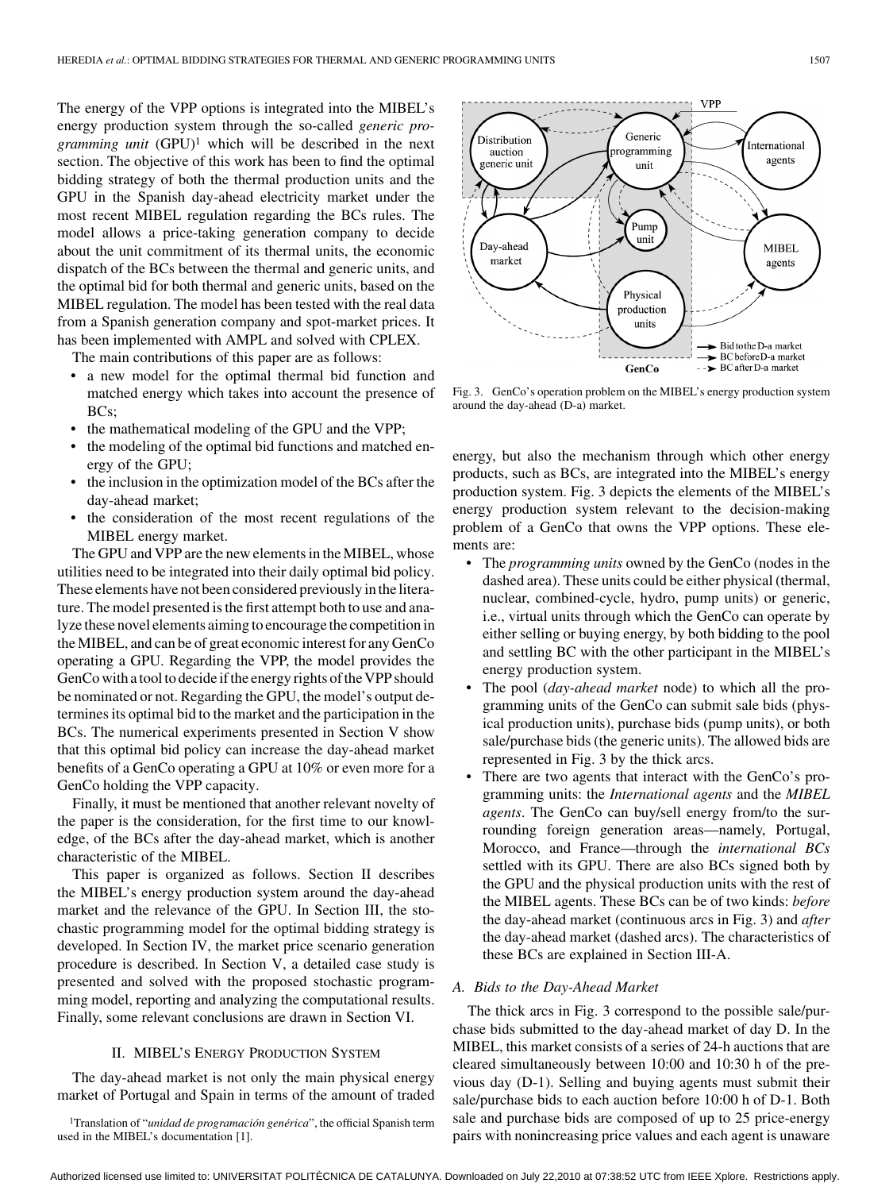The energy of the VPP options is integrated into the MIBEL's energy production system through the so-called *generic programming unit* (GPU)[1] which will be described in the next section. The objective of this work has been to find the optimal bidding strategy of both the thermal production units and the GPU in the Spanish day-ahead electricity market under the most recent MIBEL regulation regarding the BCs rules. The model allows a price-taking generation company to decide about the unit commitment of its thermal units, the economic dispatch of the BCs between the thermal and generic units, and the optimal bid for both thermal and generic units, based on the MIBEL regulation. The model has been tested with the real data from a Spanish generation company and spot-market prices. It has been implemented with AMPL and solved with CPLEX.

The main contributions of this paper are as follows:

- a new model for the optimal thermal bid function and matched energy which takes into account the presence of BCs;
- the mathematical modeling of the GPU and the VPP;
- the modeling of the optimal bid functions and matched energy of the GPU;
- the inclusion in the optimization model of the BCs after the day-ahead market;
- the consideration of the most recent regulations of the MIBEL energy market.

The GPU and VPP are the new elements in the MIBEL, whose utilities need to be integrated into their daily optimal bid policy. These elements have not been considered previously in the literature. The model presented is the first attempt both to use and analyze these novel elements aiming to encourage the competition in the MIBEL, and can be of great economic interest for any GenCo operating a GPU. Regarding the VPP, the model provides the GenCo with a tool to decide if the energy rights of the VPP should be nominated or not. Regarding the GPU, the model's output determines its optimal bid to the market and the participation in the BCs. The numerical experiments presented in Section V show that this optimal bid policy can increase the day-ahead market benefits of a GenCo operating a GPU at 10% or even more for a GenCo holding the VPP capacity.

Finally, it must be mentioned that another relevant novelty of the paper is the consideration, for the first time to our knowledge, of the BCs after the day-ahead market, which is another characteristic of the MIBEL.

This paper is organized as follows. Section II describes the MIBEL's energy production system around the day-ahead market and the relevance of the GPU. In Section III, the stochastic programming model for the optimal bidding strategy is developed. In Section IV, the market price scenario generation procedure is described. In Section V, a detailed case study is presented and solved with the proposed stochastic programming model, reporting and analyzing the computational results. Finally, some relevant conclusions are drawn in Section VI.

## II. MIBEL'S ENERGY PRODUCTION SYSTEM

The day-ahead market is not only the main physical energy market of Portugal and Spain in terms of the amount of traded energy, but also the mechanism through which other energy products, such as BCs, are integrated into the MIBEL's energy production system. Fig. 3 depicts the elements of the MIBEL's energy production system relevant to the decision-making problem of a GenCo that owns the VPP options. These elements are:

- The *programming units* owned by the GenCo (nodes in the dashed area). These units could be either physical (thermal, nuclear, combined-cycle, hydro, pump units) or generic, i.e., virtual units through which the GenCo can operate by either selling or buying energy, by both bidding to the pool and settling BC with the other participant in the MIBEL's energy production system.
- The pool (*day-ahead market* node) to which all the programming units of the GenCo can submit sale bids (physical production units), purchase bids (pump units), or both sale/purchase bids (the generic units). The allowed bids are represented in Fig. 3 by the thick arcs.
- There are two agents that interact with the GenCo's programming units: the *International agents* and the *MIBEL agents*. The GenCo can buy/sell energy from/to the surrounding foreign generation areas—namely, Portugal, Morocco, and France—through the *international BCs* settled with its GPU. There are also BCs signed both by the GPU and the physical production units with the rest of the MIBEL agents. These BCs can be of two kinds: *before* the day-ahead market (continuous arcs in Fig. 3) and *after* the day-ahead market (dashed arcs). The characteristics of these BCs are explained in Section III-A.

Fig. 3. GenCo's operation problem on the MIBEL's energy production system around the day-ahead (D-a) market.

### A. Bids to the Day-Ahead Market

The thick arcs in Fig. 3 correspond to the possible sale/purchase bids submitted to the day-ahead market of day D. In the MIBEL, this market consists of a series of 24-h auctions that are cleared simultaneously between 10:00 and 10:30 h of the previous day (D-1). Selling and buying agents must submit their sale/purchase bids to each auction before 10:00 h of D-1. Both sale and purchase bids are composed of up to 25 price-energy pairs with nonincreasing price values and each agent is unaware

[1] Translation of "*unidad de programación genérica*", the official Spanish term used in the MIBEL's documentation [1].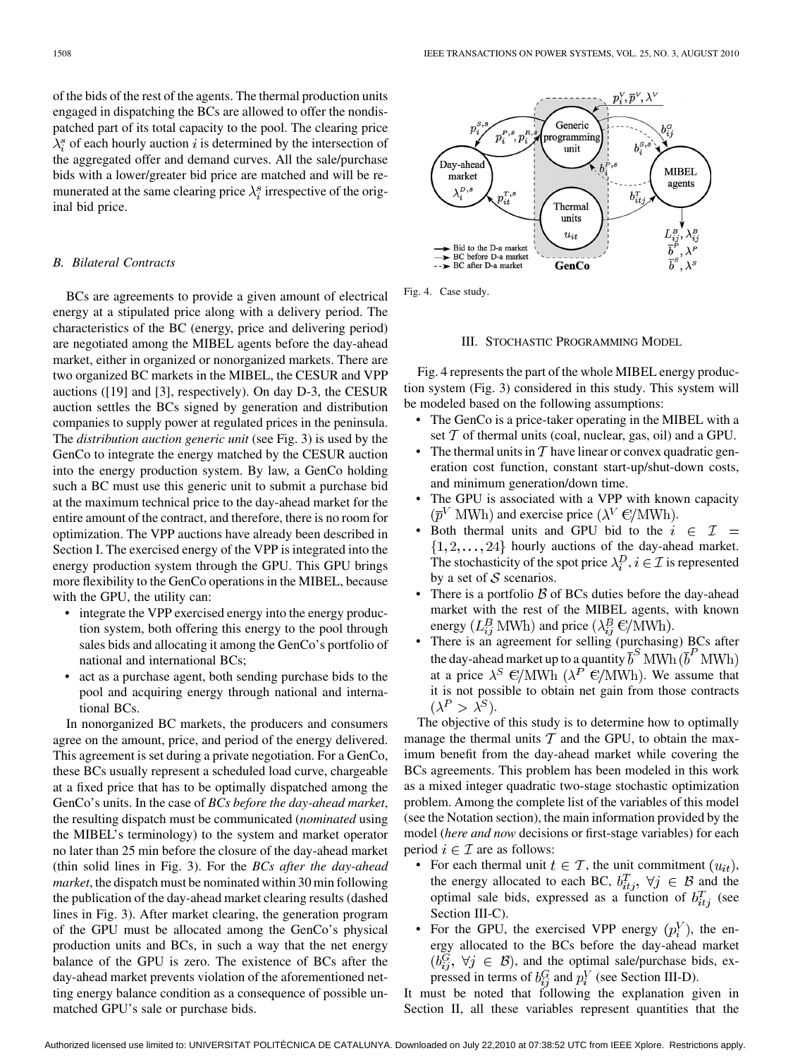of the bids of the rest of the agents. The thermal production units engaged in dispatching the BCs are allowed to offer the nondispatched part of its total capacity to the pool. The clearing price $\lambda_i^s$ of each hourly auction $i$ is determined by the intersection of the aggregated offer and demand curves. All the sale/purchase bids with a lower/greater bid price are matched and will be remunerated at the same clearing price $\lambda_i^s$ irrespective of the original bid price.

### B. Bilateral Contracts

BCs are agreements to provide a given amount of electrical energy at a stipulated price along with a delivery period. The characteristics of the BC (energy, price and delivering period) are negotiated among the MIBEL agents before the day-ahead market, either in organized or nonorganized markets. There are two organized BC markets in the MIBEL, the CESUR and VPP auctions ([19] and [3], respectively). On day D-3, the CESUR auction settles the BCs signed by generation and distribution companies to supply power at regulated prices in the peninsula. The *distribution auction generic unit* (see Fig. 3) is used by the GenCo to integrate the energy matched by the CESUR auction into the energy production system. By law, a GenCo holding such a BC must use this generic unit to submit a purchase bid at the maximum technical price to the day-ahead market for the entire amount of the contract, and therefore, there is no room for optimization. The VPP auctions have already been described in Section I. The exercised energy of the VPP is integrated into the energy production system through the GPU. This GPU brings more flexibility to the GenCo operations in the MIBEL, because with the GPU, the utility can:

- integrate the VPP exercised energy into the energy production system, both offering this energy to the pool through sales bids and allocating it among the GenCo's portfolio of national and international BCs;
- act as a purchase agent, both sending purchase bids to the pool and acquiring energy through national and international BCs.

In nonorganized BC markets, the producers and consumers agree on the amount, price, and period of the energy delivered. This agreement is set during a private negotiation. For a GenCo, these BCs usually represent a scheduled load curve, chargeable at a fixed price that has to be optimally dispatched among the GenCo's units. In the case of *BCs before the day-ahead market*, the resulting dispatch must be communicated (*nominated* using the MIBEL's terminology) to the system and market operator no later than 25 min before the closure of the day-ahead market (thin solid lines in Fig. 3). For the *BCs after the day-ahead market*, the dispatch must be nominated within 30 min following the publication of the day-ahead market clearing results (dashed lines in Fig. 3). After market clearing, the generation program of the GPU must be allocated among the GenCo's physical production units and BCs, in such a way that the net energy balance of the GPU is zero. The existence of BCs after the day-ahead market prevents violation of the aforementioned netting energy balance condition as a consequence of possible unmatched GPU's sale or purchase bids.

$p_i^V, \overline{p}^V, \lambda^V$
Generic programming unit
Day-ahead market $\lambda_i^{D,s}$
Thermal units $u_{it}$
MIBEL agents
$p_i^{S,s}$ $p_i^{P,s}, p_i^{R,s}$ $b_{ij}^G$ $b_i^{S,s}$ $b_i^{P,s}$ $p_{it}^{T,s}$ $b_{itj}^T$
$L_{ij}^B, \lambda_{ij}^B$
$\overline{b}^P, \lambda^P$
$\overline{b}^S, \lambda^S$
Bid to the D-a market
BC before D-a market
BC after D-a market
GenCo

Fig. 4. Case study.

## III. Stochastic Programming Model

Fig. 4 represents the part of the whole MIBEL energy production system (Fig. 3) considered in this study. This system will be modeled based on the following assumptions:

- The GenCo is a price-taker operating in the MIBEL with a set $\mathcal{T}$ of thermal units (coal, nuclear, gas, oil) and a GPU.
- The thermal units in $\mathcal{T}$ have linear or convex quadratic generation cost function, constant start-up/shut-down costs, and minimum generation/down time.
- The GPU is associated with a VPP with known capacity ($\overline{p}^V$ MWh) and exercise price ($\lambda^V$ €/MWh).
- Both thermal units and GPU bid to the $i \in \mathcal{I} = \{1, 2, \ldots, 24\}$ hourly auctions of the day-ahead market. The stochasticity of the spot price $\lambda_i^D, i \in \mathcal{I}$ is represented by a set of $\mathcal{S}$ scenarios.
- There is a portfolio $\mathcal{B}$ of BCs duties before the day-ahead market with the rest of the MIBEL agents, with known energy ($L_{ij}^B$ MWh) and price ($\lambda_{ij}^B$ €/MWh).
- There is an agreement for selling (purchasing) BCs after the day-ahead market up to a quantity $\overline{b}^S$ MWh ($\overline{b}^P$ MWh) at a price $\lambda^S$ €/MWh ($\lambda^P$ €/MWh). We assume that it is not possible to obtain net gain from those contracts ($\lambda^P > \lambda^S$).

The objective of this study is to determine how to optimally manage the thermal units $\mathcal{T}$ and the GPU, to obtain the maximum benefit from the day-ahead market while covering the BCs agreements. This problem has been modeled in this work as a mixed integer quadratic two-stage stochastic optimization problem. Among the complete list of the variables of this model (see the Notation section), the main information provided by the model (*here and now* decisions or first-stage variables) for each period $i \in \mathcal{I}$ are as follows:

- For each thermal unit $t \in \mathcal{T}$, the unit commitment ($u_{it}$), the energy allocated to each BC, $b_{itj}^T, \forall j \in \mathcal{B}$ and the optimal sale bids, expressed as a function of $b_{itj}^T$ (see Section III-C).
- For the GPU, the exercised VPP energy ($p_i^V$), the energy allocated to the BCs before the day-ahead market ($b_{ij}^G, \forall j \in \mathcal{B}$), and the optimal sale/purchase bids, expressed in terms of $b_{ij}^G$ and $p_i^V$ (see Section III-D).

It must be noted that following the explanation given in Section II, all these variables represent quantities that the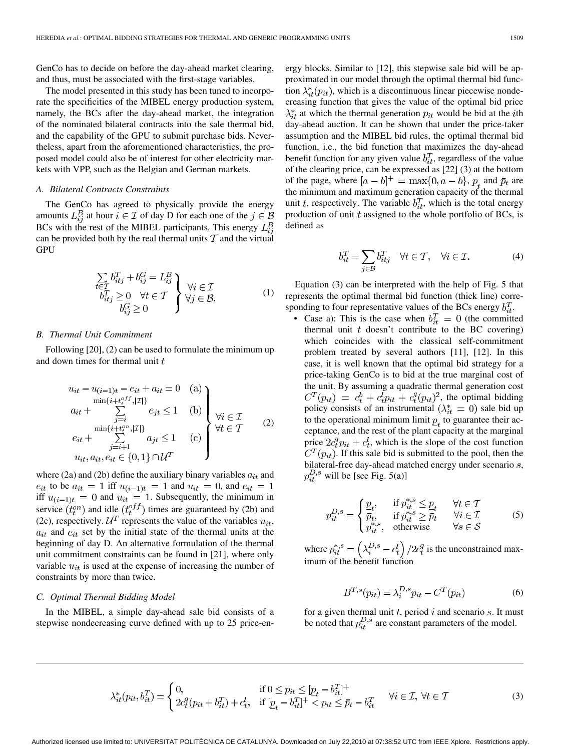GenCo has to decide on before the day-ahead market clearing, and thus, must be associated with the first-stage variables.

The model presented in this study has been tuned to incorporate the specificities of the MIBEL energy production system, namely, the BCs after the day-ahead market, the integration of the nominated bilateral contracts into the sale thermal bid, and the capability of the GPU to submit purchase bids. Nevertheless, apart from the aforementioned characteristics, the proposed model could also be of interest for other electricity markets with VPP, such as the Belgian and German markets.

### A. Bilateral Contracts Constraints

The GenCo has agreed to physically provide the energy amounts $L_{ij}^{B}$ at hour $i \in \mathcal{I}$ of day D for each one of the $j \in \mathcal{B}$ BCs with the rest of the MIBEL participants. This energy $L_{ij}^{B}$ can be provided both by the real thermal units $\mathcal{T}$ and the virtual GPU

$$\left.\begin{array}{c} \sum_{t\in\mathcal{T}} b_{itj}^{T} + b_{ij}^{G} = L_{ij}^{B} \\ b_{itj}^{T} \geq 0 \quad \forall t \in \mathcal{T} \\ b_{ij}^{G} \geq 0 \end{array}\right\} \begin{array}{l} \forall i \in \mathcal{I} \\ \forall j \in \mathcal{B}. \end{array} \tag{1}$$

### B. Thermal Unit Commitment

Following [20], (2) can be used to formulate the minimum up and down times for thermal unit $t$

$$\left.\begin{array}{ll} u_{it} - u_{(i-1)t} - e_{it} + a_{it} = 0 & \text{(a)} \\ a_{it} + \sum_{j=i}^{\min\{i+t_t^{off}, |\mathcal{I}|\}} e_{jt} \leq 1 & \text{(b)} \\ e_{it} + \sum_{j=i+1}^{\min\{i+t_t^{on}, |\mathcal{I}|\}} a_{jt} \leq 1 & \text{(c)} \\ u_{it}, a_{it}, e_{it} \in \{0,1\} \cap \mathcal{U}^{T} & \end{array}\right\} \begin{array}{l} \forall i \in \mathcal{I} \\ \forall t \in \mathcal{T} \end{array} \tag{2}$$

where (2a) and (2b) define the auxiliary binary variables $a_{it}$ and $e_{it}$ to be $a_{it} = 1$ iff $u_{(i-1)t} = 1$ and $u_{it} = 0$, and $e_{it} = 1$ iff $u_{(i-1)t} = 0$ and $u_{it} = 1$. Subsequently, the minimum in service ($t_t^{on}$) and idle ($t_t^{off}$) times are guaranteed by (2b) and (2c), respectively. $\mathcal{U}^{T}$ represents the value of the variables $u_{it}$, $a_{it}$ and $e_{it}$ set by the initial state of the thermal units at the beginning of day D. An alternative formulation of the thermal unit commitment constraints can be found in [21], where only variable $u_{it}$ is used at the expense of increasing the number of constraints by more than twice.

### C. Optimal Thermal Bidding Model

In the MIBEL, a simple day-ahead sale bid consists of a stepwise nondecreasing curve defined with up to 25 price-energy blocks. Similar to [12], this stepwise sale bid will be approximated in our model through the optimal thermal bid function $\lambda_{it}^{*}(p_{it})$, which is a discontinuous linear piecewise nondecreasing function that gives the value of the optimal bid price $\lambda_{it}^{*}$ at which the thermal generation $p_{it}$ would be bid at the $i$th day-ahead auction. It can be shown that under the price-taker assumption and the MIBEL bid rules, the optimal thermal bid function, i.e., the bid function that maximizes the day-ahead benefit function for any given value $b_{it}^{T}$, regardless of the value of the clearing price, can be expressed as [22] (3) at the bottom of the page, where $[a-b]^{+} = \max\{0, a-b\}$, $\underline{p}_t$ and $\bar{p}_t$ are the minimum and maximum generation capacity of the thermal unit $t$, respectively. The variable $b_{it}^{T}$, which is the total energy production of unit $t$ assigned to the whole portfolio of BCs, is defined as

$$b_{it}^{T} = \sum_{j\in\mathcal{B}} b_{itj}^{T} \quad \forall t \in \mathcal{T}, \quad \forall i \in \mathcal{I}. \tag{4}$$

Equation (3) can be interpreted with the help of Fig. 5 that represents the optimal thermal bid function (thick line) corresponding to four representative values of the BCs energy $b_{it}^{T}$.

- Case a): This is the case when $b_{it}^{T} = 0$ (the committed thermal unit $t$ doesn't contribute to the BC covering) which coincides with the classical self-commitment problem treated by several authors [11], [12]. In this case, it is well known that the optimal bid strategy for a price-taking GenCo is to bid at the true marginal cost of the unit. By assuming a quadratic thermal generation cost $C^{T}(p_{it}) = c_t^{b} + c_t^{l} p_{it} + c_t^{q}(p_{it})^2$, the optimal bidding policy consists of an instrumental ($\lambda_{it}^{*} = 0$) sale bid up to the operational minimum limit $\underline{p}_t$ to guarantee their acceptance, and the rest of the plant capacity at the marginal price $2c_t^{q} p_{it} + c_t^{l}$, which is the slope of the cost function $C^{T}(p_{it})$. If this sale bid is submitted to the pool, then the bilateral-free day-ahead matched energy under scenario $s$, $p_{it}^{D,s}$ will be [see Fig. 5(a)]

$$p_{it}^{D,s} = \begin{cases} \underline{p}_t, & \text{if } p_{it}^{*,s} \leq \underline{p}_t \\ \bar{p}_t, & \text{if } p_{it}^{*,s} \geq \bar{p}_t \\ p_{it}^{*,s}, & \text{otherwise} \end{cases} \quad \begin{array}{l} \forall t \in \mathcal{T} \\ \forall i \in \mathcal{I} \\ \forall s \in \mathcal{S} \end{array} \tag{5}$$

where $p_{it}^{*,s} = \left(\lambda_i^{D,s} - c_t^{l}\right)/2c_t^{q}$ is the unconstrained maximum of the benefit function

$$B^{T,s}(p_{it}) = \lambda_i^{D,s} p_{it} - C^{T}(p_{it}) \tag{6}$$

for a given thermal unit $t$, period $i$ and scenario $s$. It must be noted that $p_{it}^{D,s}$ are constant parameters of the model.

$$\lambda_{it}^{*}(p_{it}, b_{it}^{T}) = \begin{cases} 0, & \text{if } 0 \leq p_{it} \leq [\underline{p}_t - b_{it}^{T}]^{+} \\ 2c_t^{q}(p_{it} + b_{it}^{T}) + c_t^{l}, & \text{if } [\underline{p}_t - b_{it}^{T}]^{+} < p_{it} \leq \bar{p}_t - b_{it}^{T} \end{cases} \quad \forall i \in \mathcal{I}, \ \forall t \in \mathcal{T} \tag{3}$$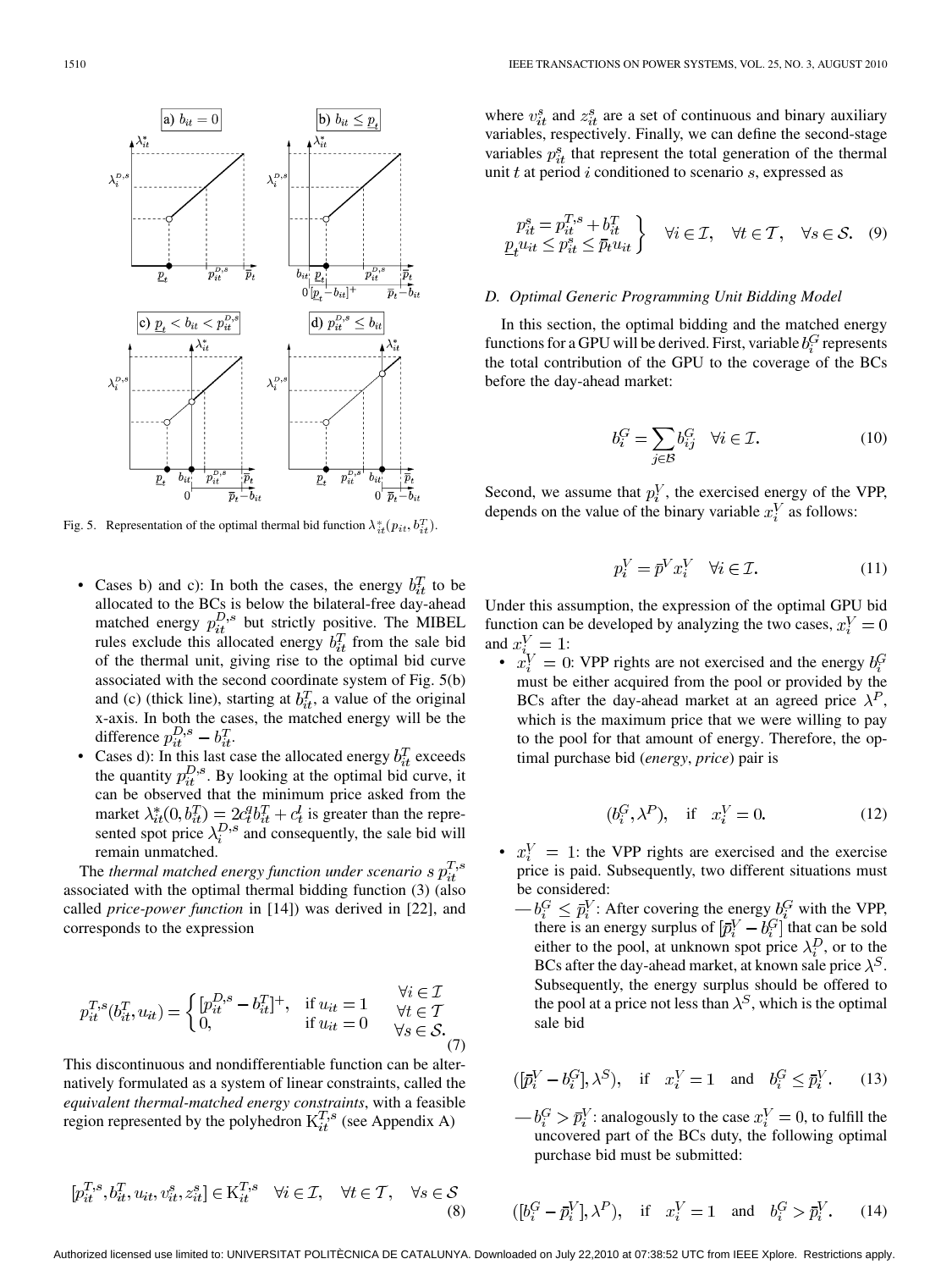Fig. 5. Representation of the optimal thermal bid function $\lambda^*_{it}(p_{it}, b^T_{it})$.

- Cases b) and c): In both the cases, the energy $b^T_{it}$ to be allocated to the BCs is below the bilateral-free day-ahead matched energy $p^{D,s}_{it}$ but strictly positive. The MIBEL rules exclude this allocated energy $b^T_{it}$ from the sale bid of the thermal unit, giving rise to the optimal bid curve associated with the second coordinate system of Fig. 5(b) and (c) (thick line), starting at $b^T_{it}$, a value of the original x-axis. In both the cases, the matched energy will be the difference $p^{D,s}_{it} - b^T_{it}$.
- Cases d): In this last case the allocated energy $b^T_{it}$ exceeds the quantity $p^{D,s}_{it}$. By looking at the optimal bid curve, it can be observed that the minimum price asked from the market $\lambda^*_{it}(0, b^T_{it}) = 2c^q_t b^T_{it} + c^l_t$ is greater than the represented spot price $\lambda^{D,s}_i$ and consequently, the sale bid will remain unmatched.

The *thermal matched energy function under scenario s* $p^{T,s}_{it}$ associated with the optimal thermal bidding function (3) (also called *price-power function* in [14]) was derived in [22], and corresponds to the expression

$$p^{T,s}_{it}(b^T_{it}, u_{it}) = \begin{cases} [p^{D,s}_{it} - b^T_{it}]^+, & \text{if } u_{it} = 1 \\ 0, & \text{if } u_{it} = 0 \end{cases} \quad \begin{matrix} \forall i \in \mathcal{I} \\ \forall t \in \mathcal{T} \\ \forall s \in \mathcal{S}. \end{matrix} \tag{7}$$

This discontinuous and nondifferentiable function can be alternatively formulated as a system of linear constraints, called the *equivalent thermal-matched energy constraints*, with a feasible region represented by the polyhedron $\mathrm{K}^{T,s}_{it}$ (see Appendix A)

$$[p^{T,s}_{it}, b^T_{it}, u_{it}, v^s_{it}, z^s_{it}] \in \mathrm{K}^{T,s}_{it} \quad \forall i \in \mathcal{I}, \quad \forall t \in \mathcal{T}, \quad \forall s \in \mathcal{S} \tag{8}$$

where $v^s_{it}$ and $z^s_{it}$ are a set of continuous and binary auxiliary variables, respectively. Finally, we can define the second-stage variables $p^s_{it}$ that represent the total generation of the thermal unit $t$ at period $i$ conditioned to scenario $s$, expressed as

$$\left.\begin{aligned} p^s_{it} = p^{T,s}_{it} + b^T_{it} \\ \underline{p}_t u_{it} \le p^s_{it} \le \overline{p}_t u_{it} \end{aligned}\right\} \quad \forall i \in \mathcal{I}, \quad \forall t \in \mathcal{T}, \quad \forall s \in \mathcal{S}. \tag{9}$$

### D. Optimal Generic Programming Unit Bidding Model

In this section, the optimal bidding and the matched energy functions for a GPU will be derived. First, variable $b^G_i$ represents the total contribution of the GPU to the coverage of the BCs before the day-ahead market:

$$b^G_i = \sum_{j \in \mathcal{B}} b^G_{ij} \quad \forall i \in \mathcal{I}. \tag{10}$$

Second, we assume that $p^V_i$, the exercised energy of the VPP, depends on the value of the binary variable $x^V_i$ as follows:

$$p^V_i = \overline{p}^V x^V_i \quad \forall i \in \mathcal{I}. \tag{11}$$

Under this assumption, the expression of the optimal GPU bid function can be developed by analyzing the two cases, $x^V_i = 0$ and $x^V_i = 1$:

- $x^V_i = 0$: VPP rights are not exercised and the energy $b^G_i$ must be either acquired from the pool or provided by the BCs after the day-ahead market at an agreed price $\lambda^P$, which is the maximum price that we were willing to pay to the pool for that amount of energy. Therefore, the optimal purchase bid (*energy*, *price*) pair is

$$(b^G_i, \lambda^P), \quad \text{if} \quad x^V_i = 0. \tag{12}$$

- $x^V_i = 1$: the VPP rights are exercised and the exercise price is paid. Subsequently, two different situations must be considered:
  - $b^G_i \le \overline{p}^V_i$: After covering the energy $b^G_i$ with the VPP, there is an energy surplus of $[\overline{p}^V_i - b^G_i]$ that can be sold either to the pool, at unknown spot price $\lambda^D_i$, or to the BCs after the day-ahead market, at known sale price $\lambda^S$. Subsequently, the energy surplus should be offered to the pool at a price not less than $\lambda^S$, which is the optimal sale bid

$$([\overline{p}^V_i - b^G_i], \lambda^S), \quad \text{if} \quad x^V_i = 1 \quad \text{and} \quad b^G_i \le \overline{p}^V_i. \tag{13}$$

  - $b^G_i > \overline{p}^V_i$: analogously to the case $x^V_i = 0$, to fulfill the uncovered part of the BCs duty, the following optimal purchase bid must be submitted:

$$([b^G_i - \overline{p}^V_i], \lambda^P), \quad \text{if} \quad x^V_i = 1 \quad \text{and} \quad b^G_i > \overline{p}^V_i. \tag{14}$$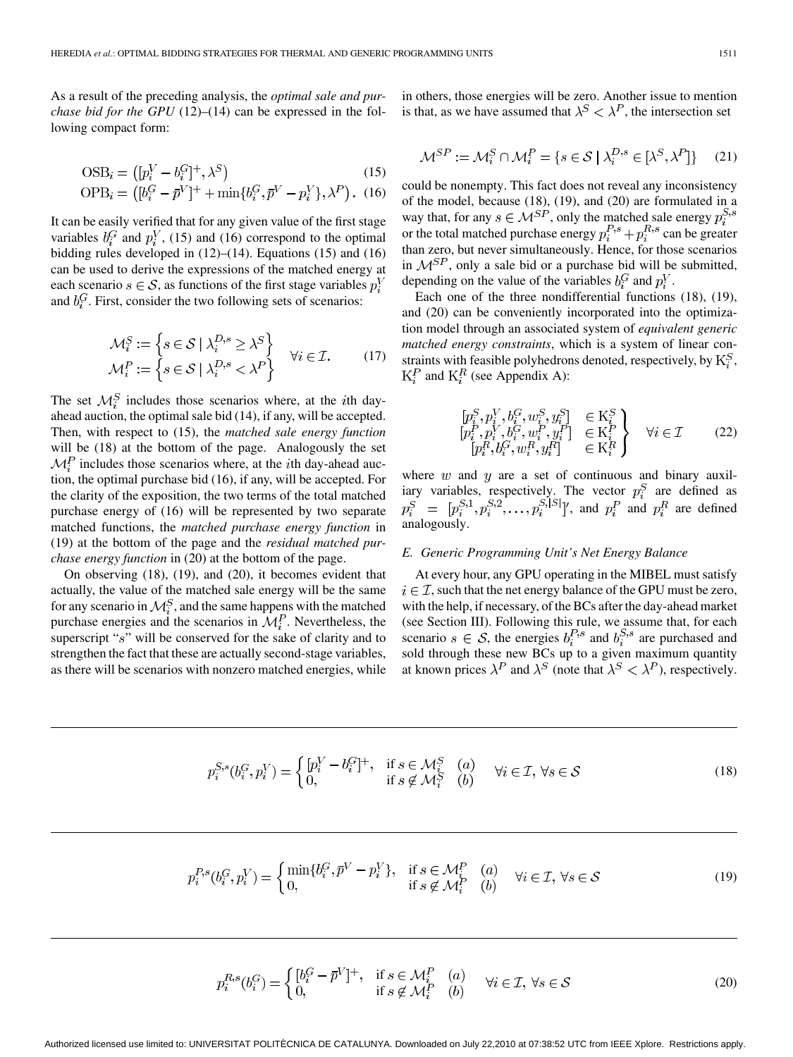As a result of the preceding analysis, the *optimal sale and purchase bid for the GPU* (12)–(14) can be expressed in the following compact form:

$$\mathrm{OSB}_i = \left([p_i^V - b_i^G]^+, \lambda^S\right) \tag{15}$$

$$\mathrm{OPB}_i = \left([b_i^G - \bar{p}^V]^+ + \min\{b_i^G, \bar{p}^V - p_i^V\}, \lambda^P\right). \tag{16}$$

It can be easily verified that for any given value of the first stage variables $b_i^G$ and $p_i^V$, (15) and (16) correspond to the optimal bidding rules developed in (12)–(14). Equations (15) and (16) can be used to derive the expressions of the matched energy at each scenario $s \in \mathcal{S}$, as functions of the first stage variables $p_i^V$ and $b_i^G$. First, consider the two following sets of scenarios:

$$\left.\begin{aligned} \mathcal{M}_i^S &:= \left\{s \in \mathcal{S} \mid \lambda_i^{D,s} \geq \lambda^S\right\} \\ \mathcal{M}_i^P &:= \left\{s \in \mathcal{S} \mid \lambda_i^{D,s} < \lambda^P\right\} \end{aligned}\right\} \quad \forall i \in \mathcal{I}. \tag{17}$$

The set $\mathcal{M}_i^S$ includes those scenarios where, at the $i$th day-ahead auction, the optimal sale bid (14), if any, will be accepted. Then, with respect to (15), the *matched sale energy function* will be (18) at the bottom of the page. Analogously the set $\mathcal{M}_i^P$ includes those scenarios where, at the $i$th day-ahead auction, the optimal purchase bid (16), if any, will be accepted. For the clarity of the exposition, the two terms of the total matched purchase energy of (16) will be represented by two separate matched functions, the *matched purchase energy function* in (19) at the bottom of the page and the *residual matched purchase energy function* in (20) at the bottom of the page.

On observing (18), (19), and (20), it becomes evident that actually, the value of the matched sale energy will be the same for any scenario in $\mathcal{M}_i^S$, and the same happens with the matched purchase energies and the scenarios in $\mathcal{M}_i^P$. Nevertheless, the superscript "$s$" will be conserved for the sake of clarity and to strengthen the fact that these are actually second-stage variables, as there will be scenarios with nonzero matched energies, while in others, those energies will be zero. Another issue to mention is that, as we have assumed that $\lambda^S < \lambda^P$, the intersection set

$$\mathcal{M}^{SP} := \mathcal{M}_i^S \cap \mathcal{M}_i^P = \{s \in \mathcal{S} \mid \lambda_i^{D,s} \in [\lambda^S, \lambda^P]\} \tag{21}$$

could be nonempty. This fact does not reveal any inconsistency of the model, because (18), (19), and (20) are formulated in a way that, for any $s \in \mathcal{M}^{SP}$, only the matched sale energy $p_i^{S,s}$ or the total matched purchase energy $p_i^{P,s} + p_i^{R,s}$ can be greater than zero, but never simultaneously. Hence, for those scenarios in $\mathcal{M}^{SP}$, only a sale bid or a purchase bid will be submitted, depending on the value of the variables $b_i^G$ and $p_i^V$.

Each one of the three nondifferential functions (18), (19), and (20) can be conveniently incorporated into the optimization model through an associated system of *equivalent generic matched energy constraints*, which is a system of linear constraints with feasible polyhedrons denoted, respectively, by $\mathrm{K}_i^S$, $\mathrm{K}_i^P$ and $\mathrm{K}_i^R$ (see Appendix A):

$$\left.\begin{aligned} [p_i^S, p_i^V, b_i^G, w_i^S, y_i^S] &\in \mathrm{K}_i^S \\ [p_i^P, p_i^V, b_i^G, w_i^P, y_i^P] &\in \mathrm{K}_i^P \\ [p_i^R, b_i^G, w_i^R, y_i^R] &\in \mathrm{K}_i^R \end{aligned}\right\} \quad \forall i \in \mathcal{I} \tag{22}$$

where $w$ and $y$ are a set of continuous and binary auxiliary variables, respectively. The vector $p_i^S$ are defined as $p_i^S = [p_i^{S,1}, p_i^{S,2}, \ldots, p_i^{S,|S|}]'$, and $p_i^P$ and $p_i^R$ are defined analogously.

### E. Generic Programming Unit's Net Energy Balance

At every hour, any GPU operating in the MIBEL must satisfy $i \in \mathcal{I}$, such that the net energy balance of the GPU must be zero, with the help, if necessary, of the BCs after the day-ahead market (see Section III). Following this rule, we assume that, for each scenario $s \in \mathcal{S}$, the energies $b_i^{P,s}$ and $b_i^{S,s}$ are purchased and sold through these new BCs up to a given maximum quantity at known prices $\lambda^P$ and $\lambda^S$ (note that $\lambda^S < \lambda^P$), respectively.

$$p_i^{S,s}(b_i^G, p_i^V) = \begin{cases} [p_i^V - b_i^G]^+, & \text{if } s \in \mathcal{M}_i^S \quad (a) \\ 0, & \text{if } s \notin \mathcal{M}_i^S \quad (b) \end{cases} \quad \forall i \in \mathcal{I}, \forall s \in \mathcal{S} \tag{18}$$

$$p_i^{P,s}(b_i^G, p_i^V) = \begin{cases} \min\{b_i^G, \bar{p}^V - p_i^V\}, & \text{if } s \in \mathcal{M}_i^P \quad (a) \\ 0, & \text{if } s \notin \mathcal{M}_i^P \quad (b) \end{cases} \quad \forall i \in \mathcal{I}, \forall s \in \mathcal{S} \tag{19}$$

$$p_i^{R,s}(b_i^G) = \begin{cases} [b_i^G - \bar{p}^V]^+, & \text{if } s \in \mathcal{M}_i^P \quad (a) \\ 0, & \text{if } s \notin \mathcal{M}_i^P \quad (b) \end{cases} \quad \forall i \in \mathcal{I}, \forall s \in \mathcal{S} \tag{20}$$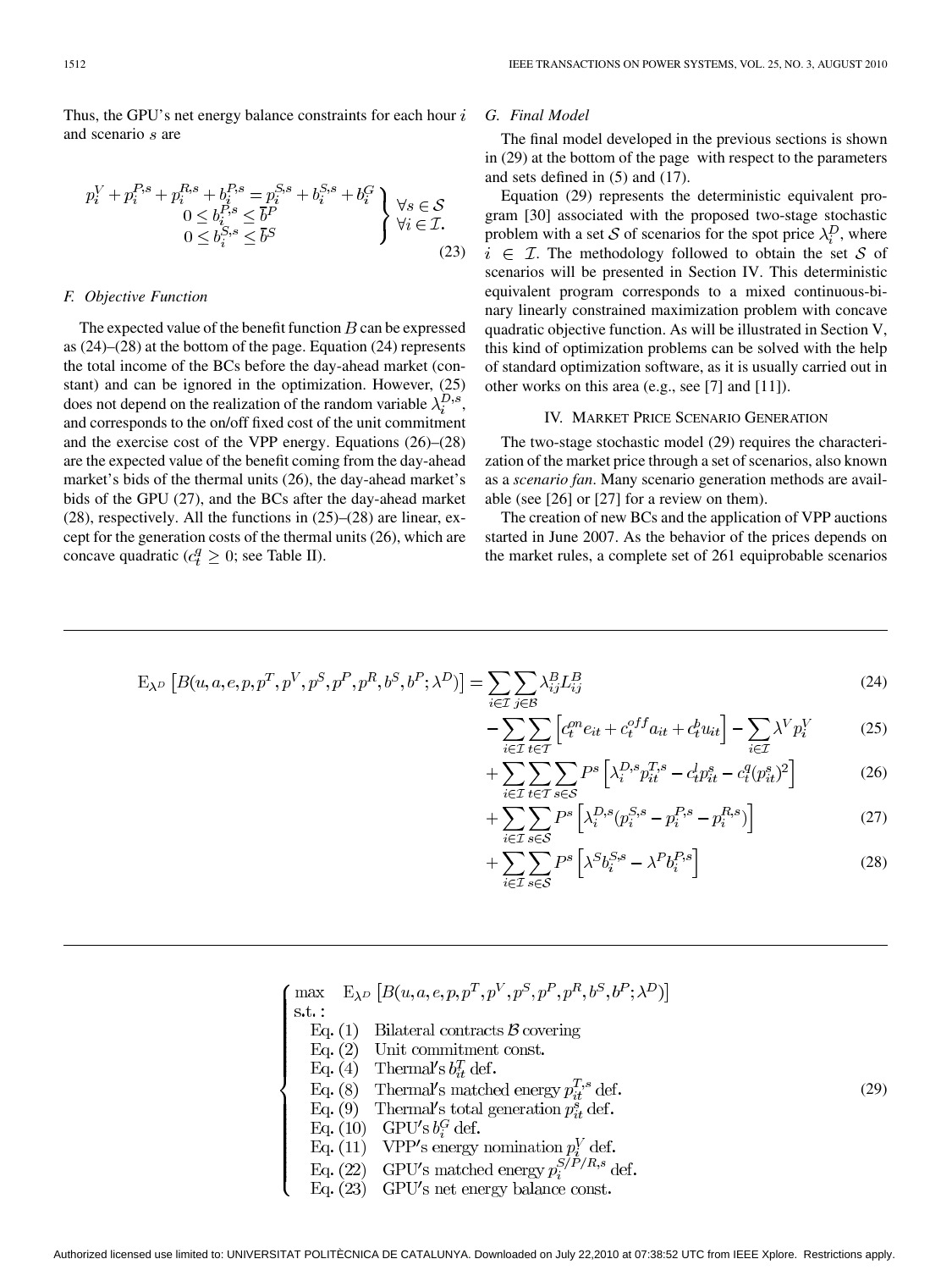Thus, the GPU's net energy balance constraints for each hour $i$ and scenario $s$ are

$$\left.\begin{array}{c} p_i^V + p_i^{P,s} + p_i^{R,s} + b_i^{P,s} = p_i^{S,s} + b_i^{S,s} + b_i^G \\ 0 \le b_i^{P,s} \le \bar{b}^P \\ 0 \le b_i^{S,s} \le \bar{b}^S \end{array}\right\} \begin{array}{l} \forall s \in \mathcal{S} \\ \forall i \in \mathcal{I}. \end{array} \tag{23}$$

### F. Objective Function

The expected value of the benefit function $B$ can be expressed as (24)–(28) at the bottom of the page. Equation (24) represents the total income of the BCs before the day-ahead market (constant) and can be ignored in the optimization. However, (25) does not depend on the realization of the random variable $\lambda_i^{D,s}$, and corresponds to the on/off fixed cost of the unit commitment and the exercise cost of the VPP energy. Equations (26)–(28) are the expected value of the benefit coming from the day-ahead market's bids of the thermal units (26), the day-ahead market's bids of the GPU (27), and the BCs after the day-ahead market (28), respectively. All the functions in (25)–(28) are linear, except for the generation costs of the thermal units (26), which are concave quadratic ($c_t^q \ge 0$; see Table II).

### G. Final Model

The final model developed in the previous sections is shown in (29) at the bottom of the page with respect to the parameters and sets defined in (5) and (17).

Equation (29) represents the deterministic equivalent program [30] associated with the proposed two-stage stochastic problem with a set $\mathcal{S}$ of scenarios for the spot price $\lambda_i^D$, where $i \in \mathcal{I}$. The methodology followed to obtain the set $\mathcal{S}$ of scenarios will be presented in Section IV. This deterministic equivalent program corresponds to a mixed continuous-binary linearly constrained maximization problem with concave quadratic objective function. As will be illustrated in Section V, this kind of optimization problems can be solved with the help of standard optimization software, as it is usually carried out in other works on this area (e.g., see [7] and [11]).

## IV. Market Price Scenario Generation

The two-stage stochastic model (29) requires the characterization of the market price through a set of scenarios, also known as a *scenario fan*. Many scenario generation methods are available (see [26] or [27] for a review on them).

The creation of new BCs and the application of VPP auctions started in June 2007. As the behavior of the prices depends on the market rules, a complete set of 261 equiprobable scenarios

$$\mathrm{E}_{\lambda^D}\left[B(u,a,e,p,p^T,p^V,p^S,p^P,p^R,b^S,b^P;\lambda^D)\right] = \sum_{i\in\mathcal{I}}\sum_{j\in\mathcal{B}} \lambda_{ij}^B L_{ij}^B \tag{24}$$

$$- \sum_{i\in\mathcal{I}}\sum_{t\in\mathcal{T}} \left[c_t^{on} e_{it} + c_t^{off} a_{it} + c_t^b u_{it}\right] - \sum_{i\in\mathcal{I}} \lambda^V p_i^V \tag{25}$$

$$+ \sum_{i\in\mathcal{I}}\sum_{t\in\mathcal{T}}\sum_{s\in\mathcal{S}} P^s \left[\lambda_i^{D,s} p_{it}^{T,s} - c_t^l p_{it}^s - c_t^q (p_{it}^s)^2\right] \tag{26}$$

$$+ \sum_{i\in\mathcal{I}}\sum_{s\in\mathcal{S}} P^s \left[\lambda_i^{D,s}(p_i^{S,s} - p_i^{P,s} - p_i^{R,s})\right] \tag{27}$$

$$+ \sum_{i\in\mathcal{I}}\sum_{s\in\mathcal{S}} P^s \left[\lambda^S b_i^{S,s} - \lambda^P b_i^{P,s}\right] \tag{28}$$

$$\left\{\begin{array}{ll} \max & \mathrm{E}_{\lambda^D}\left[B(u,a,e,p,p^T,p^V,p^S,p^P,p^R,b^S,b^P;\lambda^D)\right] \\ \text{s.t.:} & \\ \quad \text{Eq. (1)} & \text{Bilateral contracts } \mathcal{B} \text{ covering} \\ \quad \text{Eq. (2)} & \text{Unit commitment const.} \\ \quad \text{Eq. (4)} & \text{Thermal's } b_{it}^T \text{ def.} \\ \quad \text{Eq. (8)} & \text{Thermal's matched energy } p_{it}^{T,s} \text{ def.} \\ \quad \text{Eq. (9)} & \text{Thermal's total generation } p_{it}^s \text{ def.} \\ \quad \text{Eq. (10)} & \text{GPU's } b_i^G \text{ def.} \\ \quad \text{Eq. (11)} & \text{VPP's energy nomination } p_i^V \text{ def.} \\ \quad \text{Eq. (22)} & \text{GPU's matched energy } p_i^{S/P/R,s} \text{ def.} \\ \quad \text{Eq. (23)} & \text{GPU's net energy balance const.} \end{array}\right. \tag{29}$$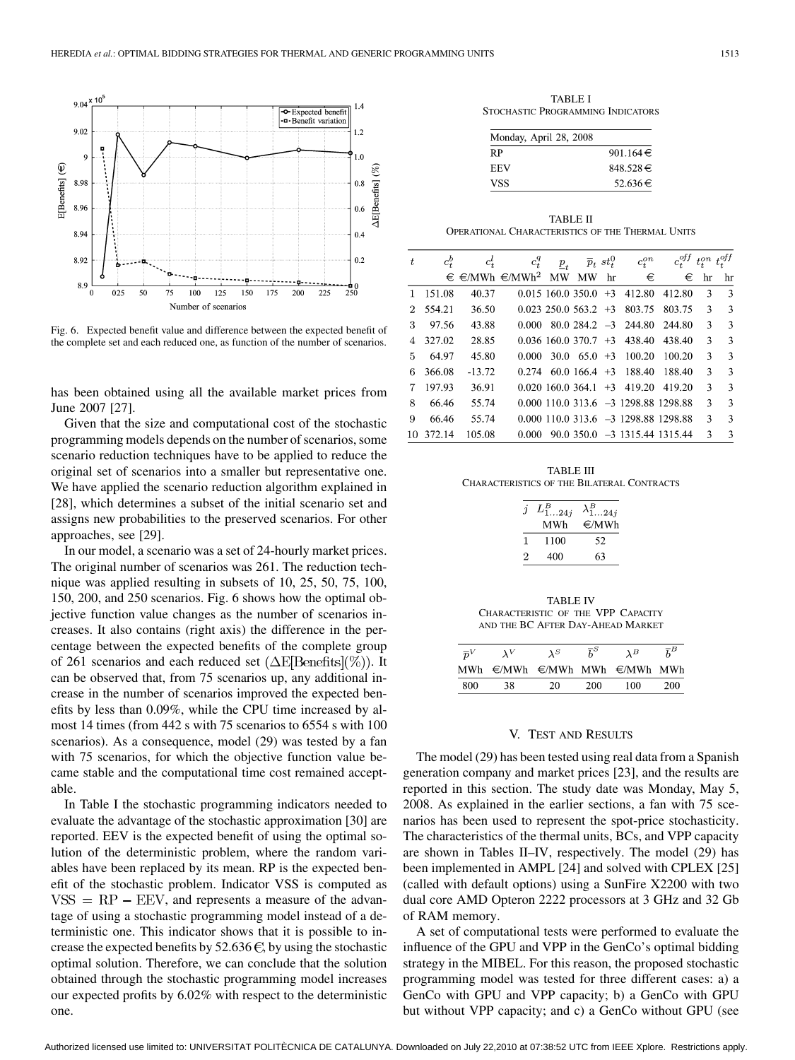Fig. 6. Expected benefit value and difference between the expected benefit of the complete set and each reduced one, as function of the number of scenarios.

has been obtained using all the available market prices from June 2007 [27].

Given that the size and computational cost of the stochastic programming models depends on the number of scenarios, some scenario reduction techniques have to be applied to reduce the original set of scenarios into a smaller but representative one. We have applied the scenario reduction algorithm explained in [28], which determines a subset of the initial scenario set and assigns new probabilities to the preserved scenarios. For other approaches, see [29].

In our model, a scenario was a set of 24-hourly market prices. The original number of scenarios was 261. The reduction technique was applied resulting in subsets of 10, 25, 50, 75, 100, 150, 200, and 250 scenarios. Fig. 6 shows how the optimal objective function value changes as the number of scenarios increases. It also contains (right axis) the difference in the percentage between the expected benefits of the complete group of 261 scenarios and each reduced set $(\Delta\mathrm{E[Benefits]}(\%))$. It can be observed that, from 75 scenarios up, any additional increase in the number of scenarios improved the expected benefits by less than 0.09%, while the CPU time increased by almost 14 times (from 442 s with 75 scenarios to 6554 s with 100 scenarios). As a consequence, model (29) was tested by a fan with 75 scenarios, for which the objective function value became stable and the computational time cost remained acceptable.

In Table I the stochastic programming indicators needed to evaluate the advantage of the stochastic approximation [30] are reported. EEV is the expected benefit of using the optimal solution of the deterministic problem, where the random variables have been replaced by its mean. RP is the expected benefit of the stochastic problem. Indicator VSS is computed as $\mathrm{VSS} = \mathrm{RP} - \mathrm{EEV}$, and represents a measure of the advantage of using a stochastic programming model instead of a deterministic one. This indicator shows that it is possible to increase the expected benefits by 52.636 €, by using the stochastic optimal solution. Therefore, we can conclude that the solution obtained through the stochastic programming model increases our expected profits by 6.02% with respect to the deterministic one.

TABLE I
STOCHASTIC PROGRAMMING INDICATORS

| Monday, April 28, 2008 | |
|---|---|
| RP | 901.164 € |
| EEV | 848.528 € |
| VSS | 52.636 € |

TABLE II
OPERATIONAL CHARACTERISTICS OF THE THERMAL UNITS

| $t$ | $c_t^b$ | $c_t^l$ | $c_t^q$ | $\underline{p}_t$ | $\overline{p}_t$ | $st_t^0$ | $c_t^{on}$ | $c_t^{off}$ | $t_t^{on}$ | $t_t^{off}$ |
|---|---|---|---|---|---|---|---|---|---|---|
| | € | €/MWh | €/MWh$^2$ | MW | MW | hr | € | € | hr | hr |
| 1 | 151.08 | 40.37 | 0.015 | 160.0 | 350.0 | +3 | 412.80 | 412.80 | 3 | 3 |
| 2 | 554.21 | 36.50 | 0.023 | 250.0 | 563.2 | +3 | 803.75 | 803.75 | 3 | 3 |
| 3 | 97.56 | 43.88 | 0.000 | 80.0 | 284.2 | −3 | 244.80 | 244.80 | 3 | 3 |
| 4 | 327.02 | 28.85 | 0.036 | 160.0 | 370.7 | +3 | 438.40 | 438.40 | 3 | 3 |
| 5 | 64.97 | 45.80 | 0.000 | 30.0 | 65.0 | +3 | 100.20 | 100.20 | 3 | 3 |
| 6 | 366.08 | -13.72 | 0.274 | 60.0 | 166.4 | +3 | 188.40 | 188.40 | 3 | 3 |
| 7 | 197.93 | 36.91 | 0.020 | 160.0 | 364.1 | +3 | 419.20 | 419.20 | 3 | 3 |
| 8 | 66.46 | 55.74 | 0.000 | 110.0 | 313.6 | −3 | 1298.88 | 1298.88 | 3 | 3 |
| 9 | 66.46 | 55.74 | 0.000 | 110.0 | 313.6 | −3 | 1298.88 | 1298.88 | 3 | 3 |
| 10 | 372.14 | 105.08 | 0.000 | 90.0 | 350.0 | −3 | 1315.44 | 1315.44 | 3 | 3 |

TABLE III
CHARACTERISTICS OF THE BILATERAL CONTRACTS

| $j$ | $L_{1\ldots24j}^B$ | $\lambda_{1\ldots24j}^B$ |
|---|---|---|
| | MWh | €/MWh |
| 1 | 1100 | 52 |
| 2 | 400 | 63 |

TABLE IV
CHARACTERISTIC OF THE VPP CAPACITY AND THE BC AFTER DAY-AHEAD MARKET

| $\overline{p}^V$ | $\lambda^V$ | $\lambda^S$ | $\overline{b}^S$ | $\lambda^B$ | $\overline{b}^B$ |
|---|---|---|---|---|---|
| MWh | €/MWh | €/MWh | MWh | €/MWh | MWh |
| 800 | 38 | 20 | 200 | 100 | 200 |

## V. TEST AND RESULTS

The model (29) has been tested using real data from a Spanish generation company and market prices [23], and the results are reported in this section. The study date was Monday, May 5, 2008. As explained in the earlier sections, a fan with 75 scenarios has been used to represent the spot-price stochasticity. The characteristics of the thermal units, BCs, and VPP capacity are shown in Tables II–IV, respectively. The model (29) has been implemented in AMPL [24] and solved with CPLEX [25] (called with default options) using a SunFire X2200 with two dual core AMD Opteron 2222 processors at 3 GHz and 32 Gb of RAM memory.

A set of computational tests were performed to evaluate the influence of the GPU and VPP in the GenCo's optimal bidding strategy in the MIBEL. For this reason, the proposed stochastic programming model was tested for three different cases: a) a GenCo with GPU and VPP capacity; b) a GenCo with GPU but without VPP capacity; and c) a GenCo without GPU (see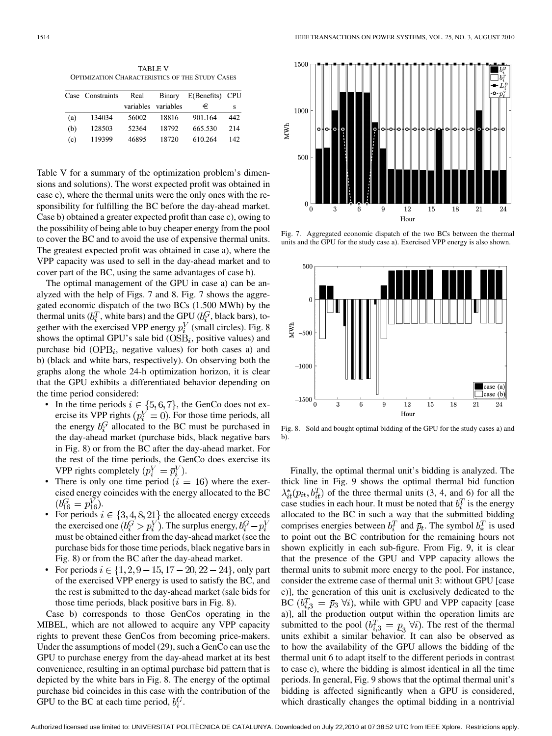TABLE V
OPTIMIZATION CHARACTERISTICS OF THE STUDY CASES

| Case | Constraints | Real variables | Binary variables | E(Benefits) € | CPU s |
|---|---|---|---|---|---|
| (a) | 134034 | 56002 | 18816 | 901.164 | 442 |
| (b) | 128503 | 52364 | 18792 | 665.530 | 214 |
| (c) | 119399 | 46895 | 18720 | 610.264 | 142 |

Table V for a summary of the optimization problem's dimensions and solutions). The worst expected profit was obtained in case c), where the thermal units were the only ones with the responsibility for fulfilling the BC before the day-ahead market. Case b) obtained a greater expected profit than case c), owing to the possibility of being able to buy cheaper energy from the pool to cover the BC and to avoid the use of expensive thermal units. The greatest expected profit was obtained in case a), where the VPP capacity was used to sell in the day-ahead market and to cover part of the BC, using the same advantages of case b).

The optimal management of the GPU in case a) can be analyzed with the help of Figs. 7 and 8. Fig. 7 shows the aggregated economic dispatch of the two BCs (1.500 MWh) by the thermal units ($b_i^T$, white bars) and the GPU ($b_i^G$, black bars), together with the exercised VPP energy $p_i^V$ (small circles). Fig. 8 shows the optimal GPU's sale bid ($\mathrm{OSB}_i$, positive values) and purchase bid ($\mathrm{OPB}_i$, negative values) for both cases a) and b) (black and white bars, respectively). On observing both the graphs along the whole 24-h optimization horizon, it is clear that the GPU exhibits a differentiated behavior depending on the time period considered:

- In the time periods $i \in \{5, 6, 7\}$, the GenCo does not exercise its VPP rights ($p_i^V = 0$). For those time periods, all the energy $b_i^G$ allocated to the BC must be purchased in the day-ahead market (purchase bids, black negative bars in Fig. 8) or from the BC after the day-ahead market. For the rest of the time periods, the GenCo does exercise its VPP rights completely ($p_i^V = \overline{p}_i^V$).
- There is only one time period ($i = 16$) where the exercised energy coincides with the energy allocated to the BC ($b_{16}^G = p_{16}^V$).
- For periods $i \in \{3, 4, 8, 21\}$ the allocated energy exceeds the exercised one ($b_i^G > p_i^V$). The surplus energy, $b_i^G - p_i^V$ must be obtained either from the day-ahead market (see the purchase bids for those time periods, black negative bars in Fig. 8) or from the BC after the day-ahead market.
- For periods $i \in \{1, 2, 9-15, 17-20, 22-24\}$, only part of the exercised VPP energy is used to satisfy the BC, and the rest is submitted to the day-ahead market (sale bids for those time periods, black positive bars in Fig. 8).

Case b) corresponds to those GenCos operating in the MIBEL, which are not allowed to acquire any VPP capacity rights to prevent these GenCos from becoming price-makers. Under the assumptions of model (29), such a GenCo can use the GPU to purchase energy from the day-ahead market at its best convenience, resulting in an optimal purchase bid pattern that is depicted by the white bars in Fig. 8. The energy of the optimal purchase bid coincides in this case with the contribution of the GPU to the BC at each time period, $b_i^G$.

Fig. 7. Aggregated economic dispatch of the two BCs between the thermal units and the GPU for the study case a). Exercised VPP energy is also shown.

Fig. 8. Sold and bought optimal bidding of the GPU for the study cases a) and b).

Finally, the optimal thermal unit's bidding is analyzed. The thick line in Fig. 9 shows the optimal thermal bid function $\lambda_{it}^*(p_{it}, b_{it}^T)$ of the three thermal units (3, 4, and 6) for all the case studies in each hour. It must be noted that $b_i^T$ is the energy allocated to the BC in such a way that the submitted bidding comprises energies between $b_i^T$ and $\overline{p}_t$. The symbol $b_*^T$ is used to point out the BC contribution for the remaining hours not shown explicitly in each sub-figure. From Fig. 9, it is clear that the presence of the GPU and VPP capacity allows the thermal units to submit more energy to the pool. For instance, consider the extreme case of thermal unit 3: without GPU [case c)], the generation of this unit is exclusively dedicated to the BC ($b_{i,3}^T = \overline{p}_3 \; \forall i$), while with GPU and VPP capacity [case a)], all the production output within the operation limits are submitted to the pool ($b_{i,3}^T = \underline{p}_3 \; \forall i$). The rest of the thermal units exhibit a similar behavior. It can also be observed as to how the availability of the GPU allows the bidding of the thermal unit 6 to adapt itself to the different periods in contrast to case c), where the bidding is almost identical in all the time periods. In general, Fig. 9 shows that the optimal thermal unit's bidding is affected significantly when a GPU is considered, which drastically changes the optimal bidding in a nontrivial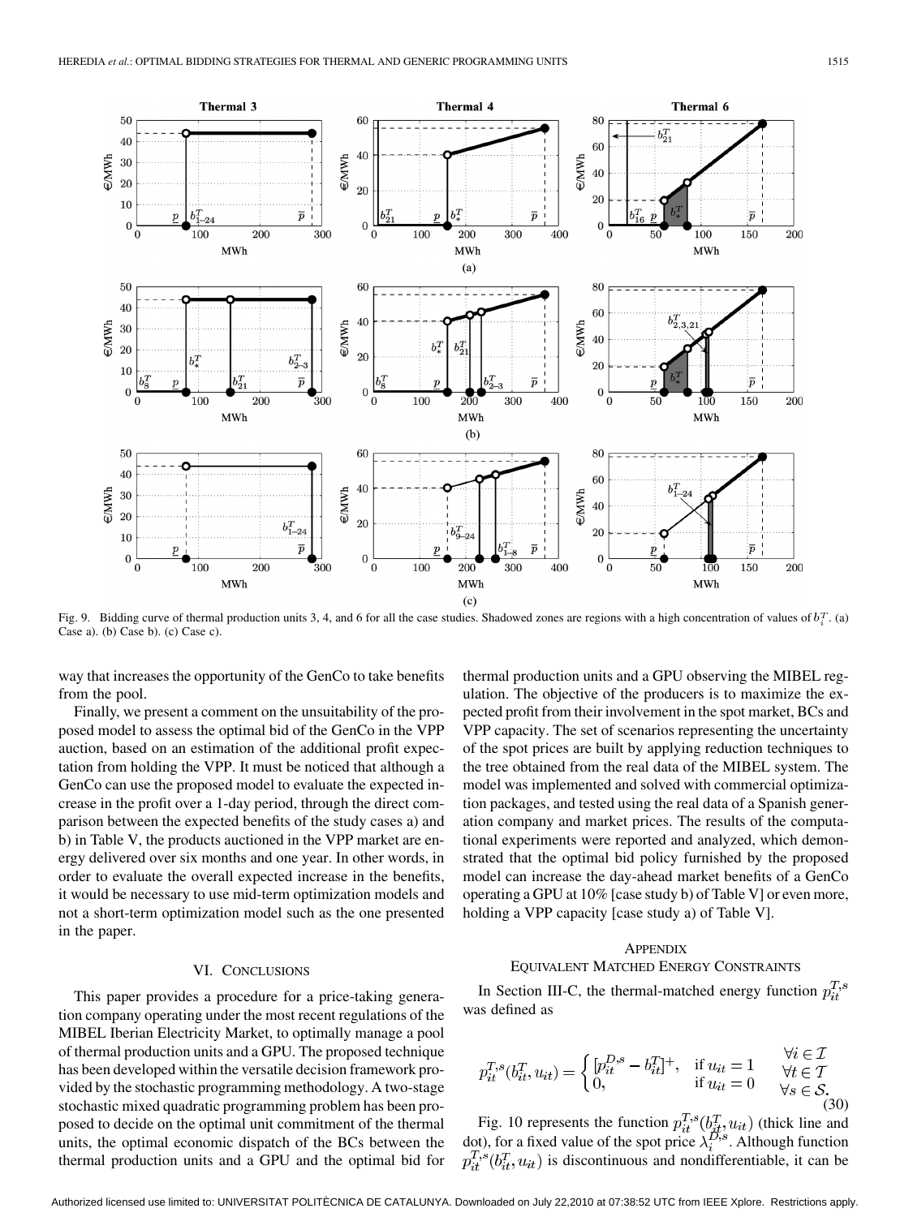Fig. 9. Bidding curve of thermal production units 3, 4, and 6 for all the case studies. Shadowed zones are regions with a high concentration of values of $b_i^T$. (a) Case a). (b) Case b). (c) Case c).

way that increases the opportunity of the GenCo to take benefits from the pool.

Finally, we present a comment on the unsuitability of the proposed model to assess the optimal bid of the GenCo in the VPP auction, based on an estimation of the additional profit expectation from holding the VPP. It must be noticed that although a GenCo can use the proposed model to evaluate the expected increase in the profit over a 1-day period, through the direct comparison between the expected benefits of the study cases a) and b) in Table V, the products auctioned in the VPP market are energy delivered over six months and one year. In other words, in order to evaluate the overall expected increase in the benefits, it would be necessary to use mid-term optimization models and not a short-term optimization model such as the one presented in the paper.

## VI. Conclusions

This paper provides a procedure for a price-taking generation company operating under the most recent regulations of the MIBEL Iberian Electricity Market, to optimally manage a pool of thermal production units and a GPU. The proposed technique has been developed within the versatile decision framework provided by the stochastic programming methodology. A two-stage stochastic mixed quadratic programming problem has been proposed to decide on the optimal unit commitment of the thermal units, the optimal economic dispatch of the BCs between the thermal production units and a GPU and the optimal bid for thermal production units and a GPU observing the MIBEL regulation. The objective of the producers is to maximize the expected profit from their involvement in the spot market, BCs and VPP capacity. The set of scenarios representing the uncertainty of the spot prices are built by applying reduction techniques to the tree obtained from the real data of the MIBEL system. The model was implemented and solved with commercial optimization packages, and tested using the real data of a Spanish generation company and market prices. The results of the computational experiments were reported and analyzed, which demonstrated that the optimal bid policy furnished by the proposed model can increase the day-ahead market benefits of a GenCo operating a GPU at 10% [case study b) of Table V] or even more, holding a VPP capacity [case study a) of Table V].

## Appendix
## Equivalent Matched Energy Constraints

In Section III-C, the thermal-matched energy function $p_{it}^{T,s}$ was defined as

$$p_{it}^{T,s}(b_{it}^T, u_{it}) = \begin{cases} [p_{it}^{D,s} - b_{it}^T]^+, & \text{if } u_{it} = 1 \\ 0, & \text{if } u_{it} = 0 \end{cases} \quad \begin{array}{l} \forall i \in \mathcal{I} \\ \forall t \in \mathcal{T} \\ \forall s \in \mathcal{S}. \end{array} \tag{30}$$

Fig. 10 represents the function $p_{it}^{T,s}(b_{it}^T, u_{it})$ (thick line and dot), for a fixed value of the spot price $\lambda_i^{D,s}$. Although function $p_{it}^{T,s}(b_{it}^T, u_{it})$ is discontinuous and nondifferentiable, it can be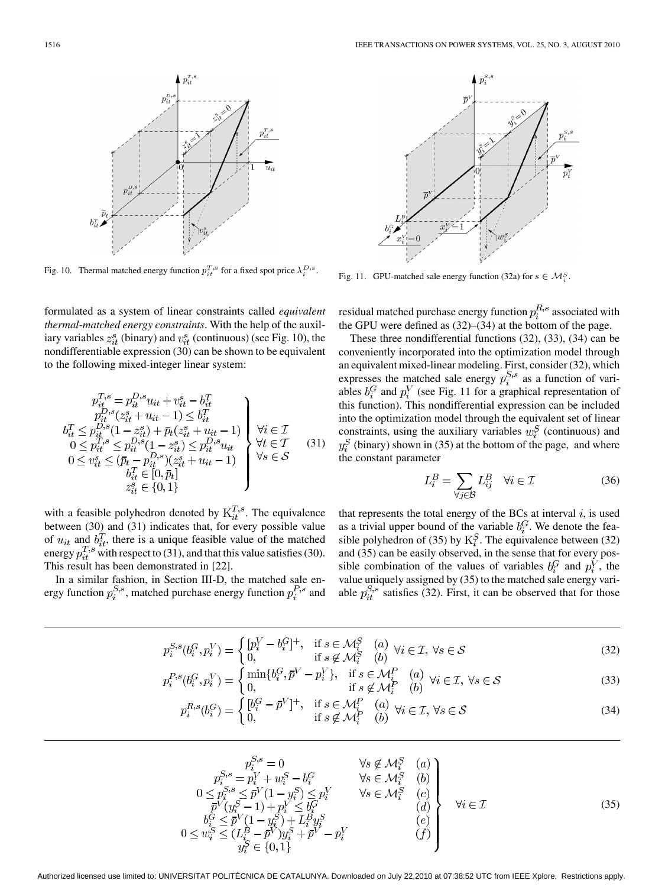Fig. 10. Thermal matched energy function $p_{it}^{T,s}$ for a fixed spot price $\lambda_i^{D,s}$.

Fig. 11. GPU-matched sale energy function (32a) for $s \in \mathcal{M}_i^S$.

formulated as a system of linear constraints called *equivalent thermal-matched energy constraints*. With the help of the auxiliary variables $z_{it}^s$ (binary) and $v_{it}^s$ (continuous) (see Fig. 10), the nondifferentiable expression (30) can be shown to be equivalent to the following mixed-integer linear system:

$$\left.\begin{array}{c}
p_{it}^{T,s} = p_{it}^{D,s} u_{it} + v_{it}^s - b_{it}^T \\
p_{it}^{D,s}(z_{it}^s + u_{it} - 1) \leq b_{it}^T \\
b_{it}^T \leq p_{it}^{D,s}(1 - z_{it}^s) + \bar{p}_t(z_{it}^s + u_{it} - 1) \\
0 \leq p_{it}^{T,s} \leq p_{it}^{D,s}(1 - z_{it}^s) \leq p_{it}^{D,s} u_{it} \\
0 \leq v_{it}^s \leq (\bar{p}_t - p_{it}^{D,s})(z_{it}^s + u_{it} - 1) \\
b_{it}^T \in [0, \bar{p}_t] \\
z_{it}^s \in \{0,1\}
\end{array}\right\} \begin{array}{l} \forall i \in \mathcal{I} \\ \forall t \in \mathcal{T} \\ \forall s \in \mathcal{S} \end{array} \quad (31)$$

with a feasible polyhedron denoted by $\mathrm{K}_{it}^{T,s}$. The equivalence between (30) and (31) indicates that, for every possible value of $u_{it}$ and $b_{it}^T$, there is a unique feasible value of the matched energy $p_{it}^{T,s}$ with respect to (31), and that this value satisfies (30). This result has been demonstrated in [22].

In a similar fashion, in Section III-D, the matched sale energy function $p_i^{S,s}$, matched purchase energy function $p_i^{P,s}$ and residual matched purchase energy function $p_i^{R,s}$ associated with the GPU were defined as (32)–(34) at the bottom of the page.

These three nondifferential functions (32), (33), (34) can be conveniently incorporated into the optimization model through an equivalent mixed-linear modeling. First, consider (32), which expresses the matched sale energy $p_i^{S,s}$ as a function of variables $b_i^G$ and $p_i^V$ (see Fig. 11 for a graphical representation of this function). This nondifferential expression can be included into the optimization model through the equivalent set of linear constraints, using the auxiliary variables $w_i^S$ (continuous) and $y_i^S$ (binary) shown in (35) at the bottom of the page, and where the constant parameter

$$L_i^B = \sum_{\forall j \in \mathcal{B}} L_{ij}^B \quad \forall i \in \mathcal{I} \quad (36)$$

that represents the total energy of the BCs at interval $i$, is used as a trivial upper bound of the variable $b_i^G$. We denote the feasible polyhedron of (35) by $\mathrm{K}_i^S$. The equivalence between (32) and (35) can be easily observed, in the sense that for every possible combination of the values of variables $b_i^G$ and $p_i^V$, the value uniquely assigned by (35) to the matched sale energy variable $p_{it}^{S,s}$ satisfies (32). First, it can be observed that for those

$$p_i^{S,s}(b_i^G, p_i^V) = \begin{cases} [p_i^V - b_i^G]^+, & \text{if } s \in \mathcal{M}_i^S \quad (a) \\ 0, & \text{if } s \notin \mathcal{M}_i^S \quad (b) \end{cases} \forall i \in \mathcal{I},\ \forall s \in \mathcal{S} \quad (32)$$

$$p_i^{P,s}(b_i^G, p_i^V) = \begin{cases} \min\{b_i^G, \bar{p}^V - p_i^V\}, & \text{if } s \in \mathcal{M}_i^P \quad (a) \\ 0, & \text{if } s \notin \mathcal{M}_i^P \quad (b) \end{cases} \forall i \in \mathcal{I},\ \forall s \in \mathcal{S} \quad (33)$$

$$p_i^{R,s}(b_i^G) = \begin{cases} [b_i^G - \bar{p}^V]^+, & \text{if } s \in \mathcal{M}_i^P \quad (a) \\ 0, & \text{if } s \notin \mathcal{M}_i^P \quad (b) \end{cases} \forall i \in \mathcal{I},\ \forall s \in \mathcal{S} \quad (34)$$

$$\left.\begin{array}{lll}
p_i^{S,s} = 0 & \forall s \notin \mathcal{M}_i^S & (a) \\
p_i^{S,s} = p_i^V + w_i^S - b_i^G & \forall s \in \mathcal{M}_i^S & (b) \\
0 \leq p_i^{S,s} \leq \bar{p}^V(1 - y_i^S) \leq p_i^V & \forall s \in \mathcal{M}_i^S & (c) \\
\bar{p}^V(y_i^S - 1) + p_i^V \leq b_i^G & & (d) \\
b_i^G \leq \bar{p}^V(1 - y_i^S) + L_i^B y_i^S & & (e) \\
0 \leq w_i^S \leq (L_i^B - \bar{p}^V) y_i^S + \bar{p}^V - p_i^V & & (f) \\
y_i^S \in \{0,1\} & &
\end{array}\right\} \quad \forall i \in \mathcal{I} \quad (35)$$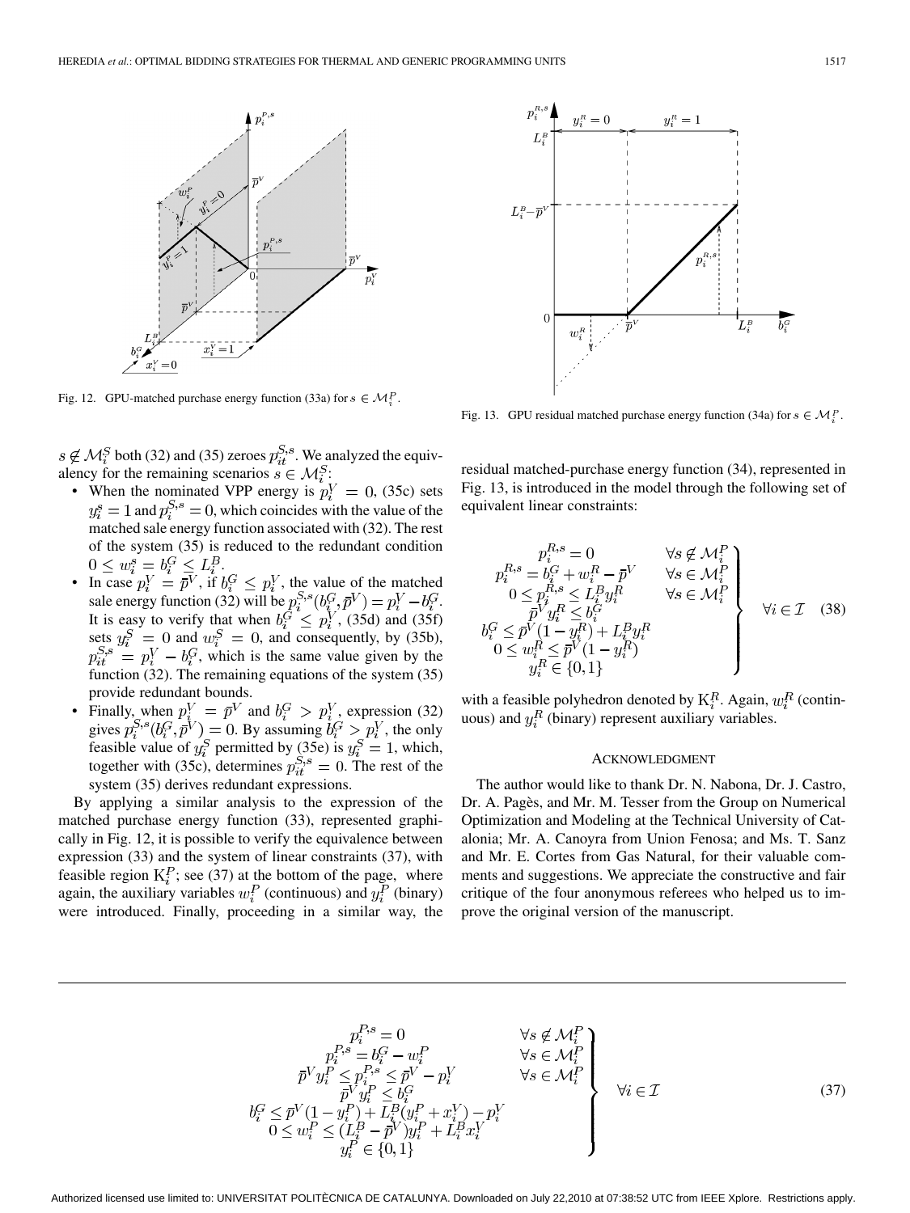Fig. 12. GPU-matched purchase energy function (33a) for $s \in \mathcal{M}_i^P$.

Fig. 13. GPU residual matched purchase energy function (34a) for $s \in \mathcal{M}_i^P$.

$s \notin \mathcal{M}_i^S$ both (32) and (35) zeroes $p_{it}^{S,s}$. We analyzed the equivalency for the remaining scenarios $s \in \mathcal{M}_i^S$:

- When the nominated VPP energy is $p_i^V = 0$, (35c) sets $y_i^s = 1$ and $p_i^{S,s} = 0$, which coincides with the value of the matched sale energy function associated with (32). The rest of the system (35) is reduced to the redundant condition $0 \leq w_i^s = b_i^G \leq L_i^B$.
- In case $p_i^V = \overline{p}^V$, if $b_i^G \leq p_i^V$, the value of the matched sale energy function (32) will be $p_i^{S,s}(b_i^G, \overline{p}^V) = p_i^V - b_i^G$. It is easy to verify that when $b_i^G \leq p_i^V$, (35d) and (35f) sets $y_i^S = 0$ and $w_i^S = 0$, and consequently, by (35b), $p_{it}^{S,s} = p_i^V - b_i^G$, which is the same value given by the function (32). The remaining equations of the system (35) provide redundant bounds.
- Finally, when $p_i^V = \overline{p}^V$ and $b_i^G > p_i^V$, expression (32) gives $p_i^{S,s}(b_i^G, \overline{p}^V) = 0$. By assuming $b_i^G > p_i^V$, the only feasible value of $y_i^S$ permitted by (35e) is $y_i^S = 1$, which, together with (35c), determines $p_{it}^{S,s} = 0$. The rest of the system (35) derives redundant expressions.

By applying a similar analysis to the expression of the matched purchase energy function (33), represented graphically in Fig. 12, it is possible to verify the equivalence between expression (33) and the system of linear constraints (37), with feasible region $\mathrm{K}_i^P$; see (37) at the bottom of the page, where again, the auxiliary variables $w_i^P$ (continuous) and $y_i^P$ (binary) were introduced. Finally, proceeding in a similar way, the residual matched-purchase energy function (34), represented in Fig. 13, is introduced in the model through the following set of equivalent linear constraints:

$$
\left.
\begin{array}{ll}
p_i^{R,s} = 0 & \forall s \notin \mathcal{M}_i^P \\
p_i^{R,s} = b_i^G + w_i^R - \overline{p}^V & \forall s \in \mathcal{M}_i^P \\
0 \leq p_i^{R,s} \leq L_i^B y_i^R & \forall s \in \mathcal{M}_i^P \\
\overline{p}^V y_i^R \leq b_i^G & \\
b_i^G \leq \overline{p}^V (1 - y_i^R) + L_i^B y_i^R & \\
0 \leq w_i^R \leq \overline{p}^V (1 - y_i^R) & \\
y_i^R \in \{0, 1\} &
\end{array}
\right\} \quad \forall i \in \mathcal{I} \tag{38}
$$

with a feasible polyhedron denoted by $\mathrm{K}_i^R$. Again, $w_i^R$ (continuous) and $y_i^R$ (binary) represent auxiliary variables.

## Acknowledgment

The author would like to thank Dr. N. Nabona, Dr. J. Castro, Dr. A. Pagès, and Mr. M. Tesser from the Group on Numerical Optimization and Modeling at the Technical University of Catalonia; Mr. A. Canoyra from Union Fenosa; and Ms. T. Sanz and Mr. E. Cortes from Gas Natural, for their valuable comments and suggestions. We appreciate the constructive and fair critique of the four anonymous referees who helped us to improve the original version of the manuscript.

$$
\left.
\begin{array}{ll}
p_i^{P,s} = 0 & \forall s \notin \mathcal{M}_i^P \\
p_i^{P,s} = b_i^G - w_i^P & \forall s \in \mathcal{M}_i^P \\
\overline{p}^V y_i^P \leq p_i^{P,s} \leq \overline{p}^V - p_i^V & \forall s \in \mathcal{M}_i^P \\
\overline{p}^V y_i^P \leq b_i^G & \\
b_i^G \leq \overline{p}^V (1 - y_i^P) + L_i^B (y_i^P + x_i^V) - p_i^V & \\
0 \leq w_i^P \leq (L_i^B - \overline{p}^V) y_i^P + L_i^B x_i^V & \\
y_i^P \in \{0, 1\} &
\end{array}
\right\} \quad \forall i \in \mathcal{I} \tag{37}
$$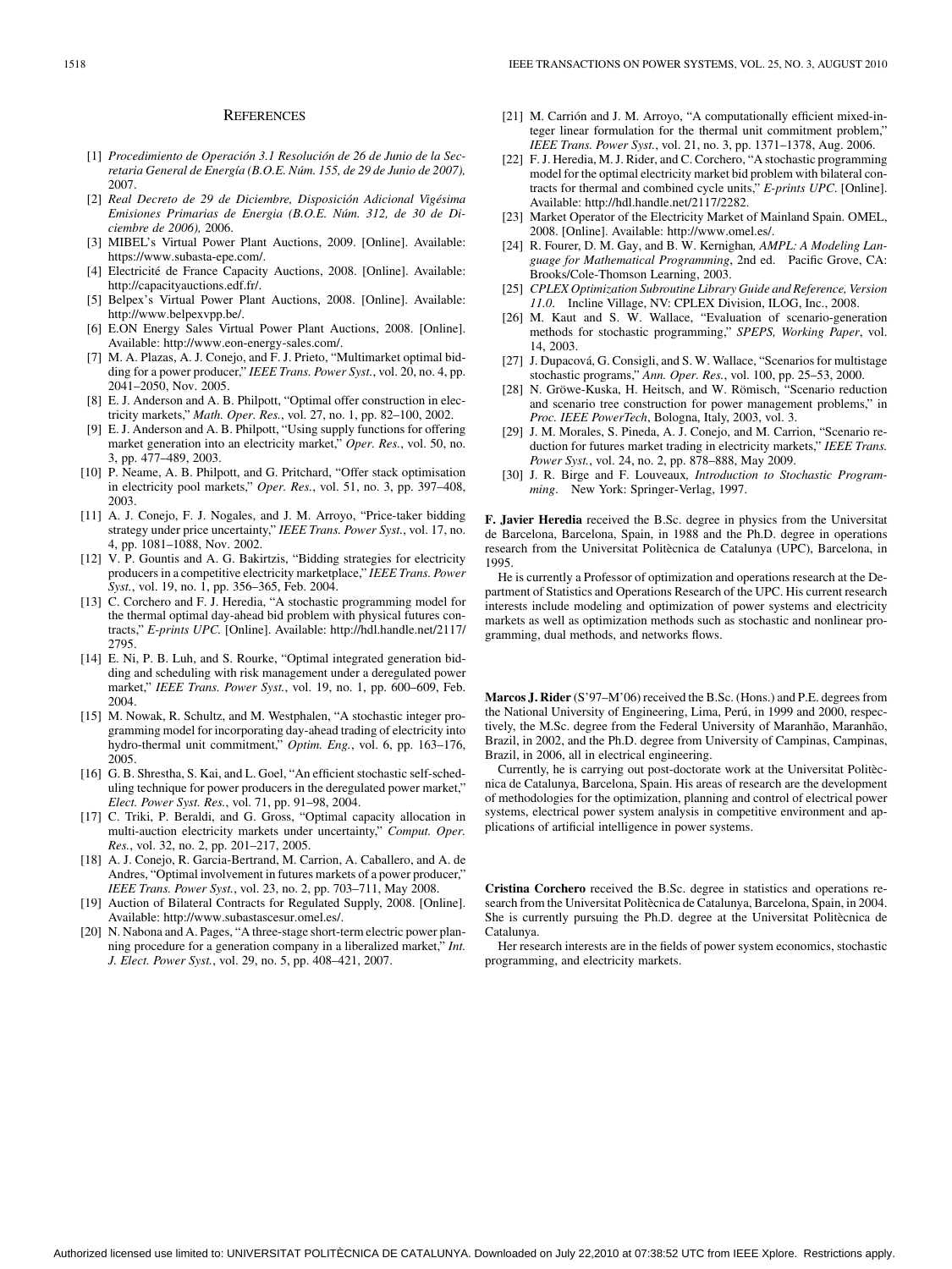## References

[1] *Procedimiento de Operación 3.1 Resolución de 26 de Junio de la Secretaria General de Energía (B.O.E. Núm. 155, de 29 de Junio de 2007),* 2007.

[2] *Real Decreto de 29 de Diciembre, Disposición Adicional Vigésima Emisiones Primarias de Energia (B.O.E. Núm. 312, de 30 de Diciembre de 2006),* 2006.

[3] MIBEL's Virtual Power Plant Auctions, 2009. [Online]. Available: https://www.subasta-epe.com/.

[4] Electricité de France Capacity Auctions, 2008. [Online]. Available: http://capacityauctions.edf.fr/.

[5] Belpex's Virtual Power Plant Auctions, 2008. [Online]. Available: http://www.belpexvpp.be/.

[6] E.ON Energy Sales Virtual Power Plant Auctions, 2008. [Online]. Available: http://www.eon-energy-sales.com/.

[7] M. A. Plazas, A. J. Conejo, and F. J. Prieto, "Multimarket optimal bidding for a power producer," *IEEE Trans. Power Syst.*, vol. 20, no. 4, pp. 2041–2050, Nov. 2005.

[8] E. J. Anderson and A. B. Philpott, "Optimal offer construction in electricity markets," *Math. Oper. Res.*, vol. 27, no. 1, pp. 82–100, 2002.

[9] E. J. Anderson and A. B. Philpott, "Using supply functions for offering market generation into an electricity market," *Oper. Res.*, vol. 50, no. 3, pp. 477–489, 2003.

[10] P. Neame, A. B. Philpott, and G. Pritchard, "Offer stack optimisation in electricity pool markets," *Oper. Res.*, vol. 51, no. 3, pp. 397–408, 2003.

[11] A. J. Conejo, F. J. Nogales, and J. M. Arroyo, "Price-taker bidding strategy under price uncertainty," *IEEE Trans. Power Syst.*, vol. 17, no. 4, pp. 1081–1088, Nov. 2002.

[12] V. P. Gountis and A. G. Bakirtzis, "Bidding strategies for electricity producers in a competitive electricity marketplace," *IEEE Trans. Power Syst.*, vol. 19, no. 1, pp. 356–365, Feb. 2004.

[13] C. Corchero and F. J. Heredia, "A stochastic programming model for the thermal optimal day-ahead bid problem with physical futures contracts," *E-prints UPC*. [Online]. Available: http://hdl.handle.net/2117/2795.

[14] E. Ni, P. B. Luh, and S. Rourke, "Optimal integrated generation bidding and scheduling with risk management under a deregulated power market," *IEEE Trans. Power Syst.*, vol. 19, no. 1, pp. 600–609, Feb. 2004.

[15] M. Nowak, R. Schultz, and M. Westphalen, "A stochastic integer programming model for incorporating day-ahead trading of electricity into hydro-thermal unit commitment," *Optim. Eng.*, vol. 6, pp. 163–176, 2005.

[16] G. B. Shrestha, S. Kai, and L. Goel, "An efficient stochastic self-scheduling technique for power producers in the deregulated power market," *Elect. Power Syst. Res.*, vol. 71, pp. 91–98, 2004.

[17] C. Triki, P. Beraldi, and G. Gross, "Optimal capacity allocation in multi-auction electricity markets under uncertainty," *Comput. Oper. Res.*, vol. 32, no. 2, pp. 201–217, 2005.

[18] A. J. Conejo, R. Garcia-Bertrand, M. Carrion, A. Caballero, and A. de Andres, "Optimal involvement in futures markets of a power producer," *IEEE Trans. Power Syst.*, vol. 23, no. 2, pp. 703–711, May 2008.

[19] Auction of Bilateral Contracts for Regulated Supply, 2008. [Online]. Available: http://www.subastascesur.omel.es/.

[20] N. Nabona and A. Pages, "A three-stage short-term electric power planning procedure for a generation company in a liberalized market," *Int. J. Elect. Power Syst.*, vol. 29, no. 5, pp. 408–421, 2007.

[21] M. Carrión and J. M. Arroyo, "A computationally efficient mixed-integer linear formulation for the thermal unit commitment problem," *IEEE Trans. Power Syst.*, vol. 21, no. 3, pp. 1371–1378, Aug. 2006.

[22] F. J. Heredia, M. J. Rider, and C. Corchero, "A stochastic programming model for the optimal electricity market bid problem with bilateral contracts for thermal and combined cycle units," *E-prints UPC*. [Online]. Available: http://hdl.handle.net/2117/2282.

[23] Market Operator of the Electricity Market of Mainland Spain. OMEL, 2008. [Online]. Available: http://www.omel.es/.

[24] R. Fourer, D. M. Gay, and B. W. Kernighan, *AMPL: A Modeling Language for Mathematical Programming*, 2nd ed. Pacific Grove, CA: Brooks/Cole-Thomson Learning, 2003.

[25] *CPLEX Optimization Subroutine Library Guide and Reference, Version 11.0*. Incline Village, NV: CPLEX Division, ILOG, Inc., 2008.

[26] M. Kaut and S. W. Wallace, "Evaluation of scenario-generation methods for stochastic programming," *SPEPS, Working Paper*, vol. 14, 2003.

[27] J. Dupacová, G. Consigli, and S. W. Wallace, "Scenarios for multistage stochastic programs," *Ann. Oper. Res.*, vol. 100, pp. 25–53, 2000.

[28] N. Gröwe-Kuska, H. Heitsch, and W. Römisch, "Scenario reduction and scenario tree construction for power management problems," in *Proc. IEEE PowerTech*, Bologna, Italy, 2003, vol. 3.

[29] J. M. Morales, S. Pineda, A. J. Conejo, and M. Carrion, "Scenario reduction for futures market trading in electricity markets," *IEEE Trans. Power Syst.*, vol. 24, no. 2, pp. 878–888, May 2009.

[30] J. R. Birge and F. Louveaux, *Introduction to Stochastic Programming*. New York: Springer-Verlag, 1997.

**F. Javier Heredia** received the B.Sc. degree in physics from the Universitat de Barcelona, Barcelona, Spain, in 1988 and the Ph.D. degree in operations research from the Universitat Politècnica de Catalunya (UPC), Barcelona, in 1995.

He is currently a Professor of optimization and operations research at the Department of Statistics and Operations Research of the UPC. His current research interests include modeling and optimization of power systems and electricity markets as well as optimization methods such as stochastic and nonlinear programming, dual methods, and networks flows.

**Marcos J. Rider** (S'97–M'06) received the B.Sc. (Hons.) and P.E. degrees from the National University of Engineering, Lima, Perú, in 1999 and 2000, respectively, the M.Sc. degree from the Federal University of Maranhão, Maranhão, Brazil, in 2002, and the Ph.D. degree from University of Campinas, Campinas, Brazil, in 2006, all in electrical engineering.

Currently, he is carrying out post-doctorate work at the Universitat Politècnica de Catalunya, Barcelona, Spain. His areas of research are the development of methodologies for the optimization, planning and control of electrical power systems, electrical power system analysis in competitive environment and applications of artificial intelligence in power systems.

**Cristina Corchero** received the B.Sc. degree in statistics and operations research from the Universitat Politècnica de Catalunya, Barcelona, Spain, in 2004. She is currently pursuing the Ph.D. degree at the Universitat Politècnica de Catalunya.

Her research interests are in the fields of power system economics, stochastic programming, and electricity markets.